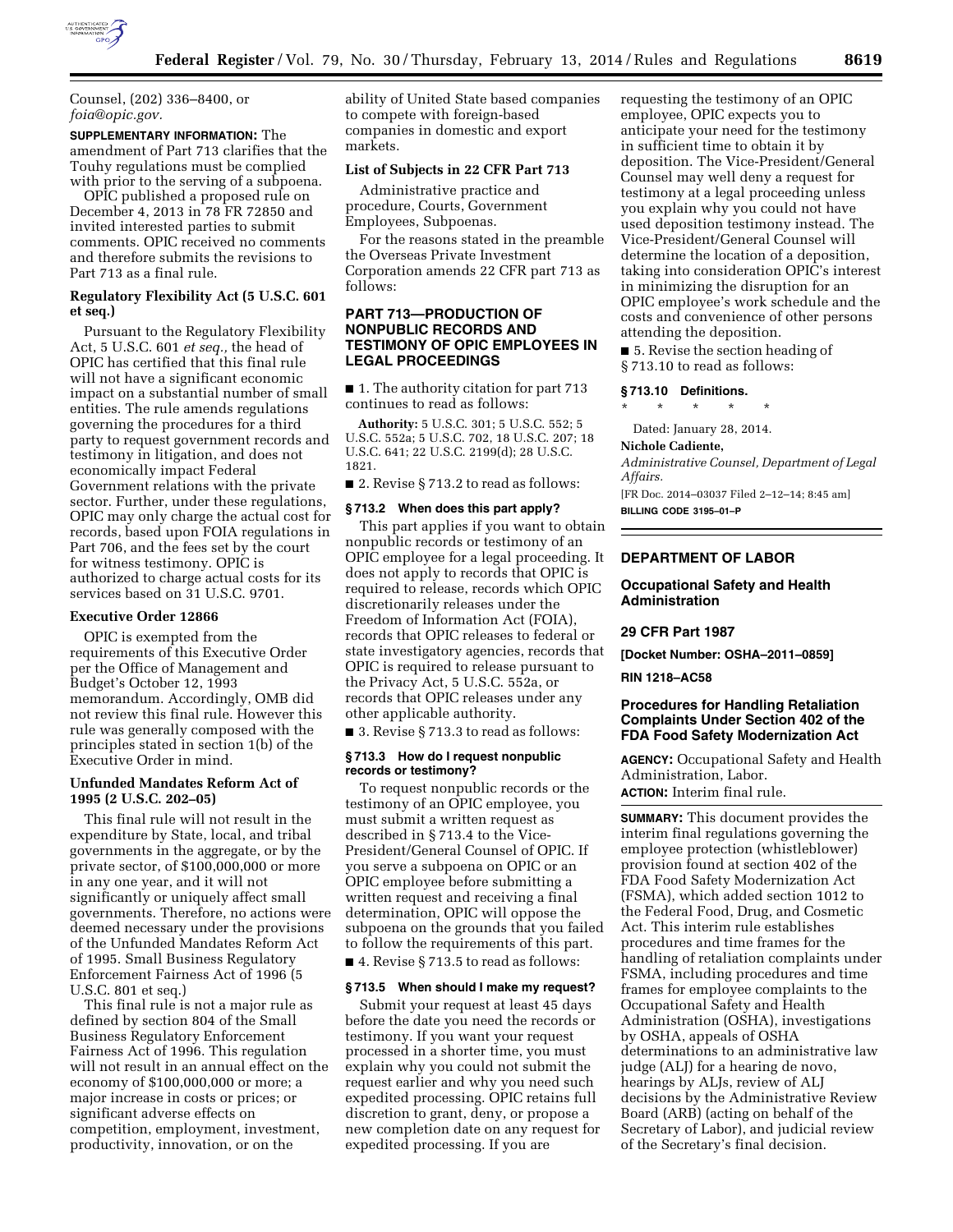Counsel, (202) 336–8400, or *foia@opic.gov.*

**SUPPLEMENTARY INFORMATION:** The amendment of Part 713 clarifies that the Touhy regulations must be complied with prior to the serving of a subpoena.

OPIC published a proposed rule on December 4, 2013 in 78 FR 72850 and invited interested parties to submit comments. OPIC received no comments and therefore submits the revisions to Part 713 as a final rule.

### Regulatory Flexibility Act (5 U.S.C. 601 et seq.)

Pursuant to the Regulatory Flexibility Act, 5 U.S.C. 601 *et seq.,* the head of OPIC has certified that this final rule will not have a significant economic impact on a substantial number of small entities. The rule amends regulations governing the procedures for a third party to request government records and testimony in litigation, and does not economically impact Federal Government relations with the private sector. Further, under these regulations, OPIC may only charge the actual cost for records, based upon FOIA regulations in Part 706, and the fees set by the court for witness testimony. OPIC is authorized to charge actual costs for its services based on 31 U.S.C. 9701.

### Executive Order 12866

OPIC is exempted from the requirements of this Executive Order per the Office of Management and Budget's October 12, 1993 memorandum. Accordingly, OMB did not review this final rule. However this rule was generally composed with the principles stated in section 1(b) of the Executive Order in mind.

### Unfunded Mandates Reform Act of 1995 (2 U.S.C. 202–05)

This final rule will not result in the expenditure by State, local, and tribal governments in the aggregate, or by the private sector, of $100,000,000 or more in any one year, and it will not significantly or uniquely affect small governments. Therefore, no actions were deemed necessary under the provisions of the Unfunded Mandates Reform Act of 1995. Small Business Regulatory Enforcement Fairness Act of 1996 (5 U.S.C. 801 et seq.)

This final rule is not a major rule as defined by section 804 of the Small Business Regulatory Enforcement Fairness Act of 1996. This regulation will not result in an annual effect on the economy of $100,000,000 or more; a major increase in costs or prices; or significant adverse effects on competition, employment, investment, productivity, innovation, or on the ability of United State based companies to compete with foreign-based companies in domestic and export markets.

### List of Subjects in 22 CFR Part 713

Administrative practice and procedure, Courts, Government Employees, Subpoenas.

For the reasons stated in the preamble the Overseas Private Investment Corporation amends 22 CFR part 713 as follows:

## PART 713—PRODUCTION OF NONPUBLIC RECORDS AND TESTIMONY OF OPIC EMPLOYEES IN LEGAL PROCEEDINGS

■ 1. The authority citation for part 713 continues to read as follows:

**Authority:** 5 U.S.C. 301; 5 U.S.C. 552; 5 U.S.C. 552a; 5 U.S.C. 702, 18 U.S.C. 207; 18 U.S.C. 641; 22 U.S.C. 2199(d); 28 U.S.C. 1821.

■ 2. Revise § 713.2 to read as follows:

### § 713.2 When does this part apply?

This part applies if you want to obtain nonpublic records or testimony of an OPIC employee for a legal proceeding. It does not apply to records that OPIC is required to release, records which OPIC discretionarily releases under the Freedom of Information Act (FOIA), records that OPIC releases to federal or state investigatory agencies, records that OPIC is required to release pursuant to the Privacy Act, 5 U.S.C. 552a, or records that OPIC releases under any other applicable authority.

■ 3. Revise § 713.3 to read as follows:

### § 713.3 How do I request nonpublic records or testimony?

To request nonpublic records or the testimony of an OPIC employee, you must submit a written request as described in § 713.4 to the Vice-President/General Counsel of OPIC. If you serve a subpoena on OPIC or an OPIC employee before submitting a written request and receiving a final determination, OPIC will oppose the subpoena on the grounds that you failed to follow the requirements of this part.

■ 4. Revise § 713.5 to read as follows:

### § 713.5 When should I make my request?

Submit your request at least 45 days before the date you need the records or testimony. If you want your request processed in a shorter time, you must explain why you could not submit the request earlier and why you need such expedited processing. OPIC retains full discretion to grant, deny, or propose a new completion date on any request for expedited processing. If you are requesting the testimony of an OPIC employee, OPIC expects you to anticipate your need for the testimony in sufficient time to obtain it by deposition. The Vice-President/General Counsel may well deny a request for testimony at a legal proceeding unless you explain why you could not have used deposition testimony instead. The Vice-President/General Counsel will determine the location of a deposition, taking into consideration OPIC's interest in minimizing the disruption for an OPIC employee's work schedule and the costs and convenience of other persons attending the deposition.

■ 5. Revise the section heading of § 713.10 to read as follows:

### § 713.10 Definitions.

\* \* \* \* \*

Dated: January 28, 2014.

**Nichole Cadiente,**

*Administrative Counsel, Department of Legal Affairs.*

[FR Doc. 2014–03037 Filed 2–12–14; 8:45 am]

**BILLING CODE 3195–01–P**

---

## DEPARTMENT OF LABOR

### Occupational Safety and Health Administration

### 29 CFR Part 1987

**[Docket Number: OSHA–2011–0859]**

**RIN 1218–AC58**

### Procedures for Handling Retaliation Complaints Under Section 402 of the FDA Food Safety Modernization Act

**AGENCY:** Occupational Safety and Health Administration, Labor.

**ACTION:** Interim final rule.

**SUMMARY:** This document provides the interim final regulations governing the employee protection (whistleblower) provision found at section 402 of the FDA Food Safety Modernization Act (FSMA), which added section 1012 to the Federal Food, Drug, and Cosmetic Act. This interim rule establishes procedures and time frames for the handling of retaliation complaints under FSMA, including procedures and time frames for employee complaints to the Occupational Safety and Health Administration (OSHA), investigations by OSHA, appeals of OSHA determinations to an administrative law judge (ALJ) for a hearing de novo, hearings by ALJs, review of ALJ decisions by the Administrative Review Board (ARB) (acting on behalf of the Secretary of Labor), and judicial review of the Secretary's final decision.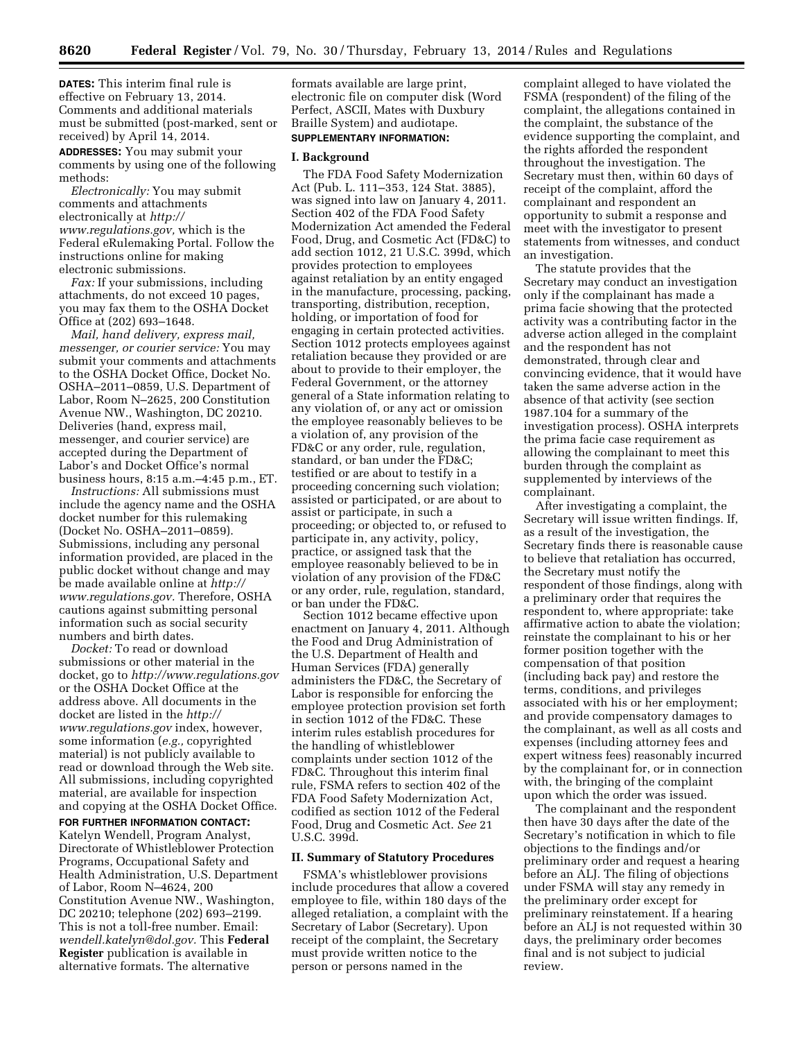**DATES:** This interim final rule is effective on February 13, 2014. Comments and additional materials must be submitted (post-marked, sent or received) by April 14, 2014.

**ADDRESSES:** You may submit your comments by using one of the following methods:

*Electronically:* You may submit comments and attachments electronically at *http://www.regulations.gov,* which is the Federal eRulemaking Portal. Follow the instructions online for making electronic submissions.

*Fax:* If your submissions, including attachments, do not exceed 10 pages, you may fax them to the OSHA Docket Office at (202) 693–1648.

*Mail, hand delivery, express mail, messenger, or courier service:* You may submit your comments and attachments to the OSHA Docket Office, Docket No. OSHA–2011–0859, U.S. Department of Labor, Room N–2625, 200 Constitution Avenue NW., Washington, DC 20210. Deliveries (hand, express mail, messenger, and courier service) are accepted during the Department of Labor's and Docket Office's normal business hours, 8:15 a.m.–4:45 p.m., ET.

*Instructions:* All submissions must include the agency name and the OSHA docket number for this rulemaking (Docket No. OSHA–2011–0859). Submissions, including any personal information provided, are placed in the public docket without change and may be made available online at *http://www.regulations.gov.* Therefore, OSHA cautions against submitting personal information such as social security numbers and birth dates.

*Docket:* To read or download submissions or other material in the docket, go to *http://www.regulations.gov* or the OSHA Docket Office at the address above. All documents in the docket are listed in the *http://www.regulations.gov* index, however, some information (*e.g.,* copyrighted material) is not publicly available to read or download through the Web site. All submissions, including copyrighted material, are available for inspection and copying at the OSHA Docket Office.

**FOR FURTHER INFORMATION CONTACT:** Katelyn Wendell, Program Analyst, Directorate of Whistleblower Protection Programs, Occupational Safety and Health Administration, U.S. Department of Labor, Room N–4624, 200 Constitution Avenue NW., Washington, DC 20210; telephone (202) 693–2199. This is not a toll-free number. Email: *wendell.katelyn@dol.gov.* This **Federal Register** publication is available in alternative formats. The alternative formats available are large print, electronic file on computer disk (Word Perfect, ASCII, Mates with Duxbury Braille System) and audiotape.

**SUPPLEMENTARY INFORMATION:**

## I. Background

The FDA Food Safety Modernization Act (Pub. L. 111–353, 124 Stat. 3885), was signed into law on January 4, 2011. Section 402 of the FDA Food Safety Modernization Act amended the Federal Food, Drug, and Cosmetic Act (FD&C) to add section 1012, 21 U.S.C. 399d, which provides protection to employees against retaliation by an entity engaged in the manufacture, processing, packing, transporting, distribution, reception, holding, or importation of food for engaging in certain protected activities. Section 1012 protects employees against retaliation because they provided or are about to provide to their employer, the Federal Government, or the attorney general of a State information relating to any violation of, or any act or omission the employee reasonably believes to be a violation of, any provision of the FD&C or any order, rule, regulation, standard, or ban under the FD&C; testified or are about to testify in a proceeding concerning such violation; assisted or participated, or are about to assist or participate, in such a proceeding; or objected to, or refused to participate in, any activity, policy, practice, or assigned task that the employee reasonably believed to be in violation of any provision of the FD&C or any order, rule, regulation, standard, or ban under the FD&C.

Section 1012 became effective upon enactment on January 4, 2011. Although the Food and Drug Administration of the U.S. Department of Health and Human Services (FDA) generally administers the FD&C, the Secretary of Labor is responsible for enforcing the employee protection provision set forth in section 1012 of the FD&C. These interim rules establish procedures for the handling of whistleblower complaints under section 1012 of the FD&C. Throughout this interim final rule, FSMA refers to section 402 of the FDA Food Safety Modernization Act, codified as section 1012 of the Federal Food, Drug and Cosmetic Act. *See* 21 U.S.C. 399d.

## II. Summary of Statutory Procedures

FSMA's whistleblower provisions include procedures that allow a covered employee to file, within 180 days of the alleged retaliation, a complaint with the Secretary of Labor (Secretary). Upon receipt of the complaint, the Secretary must provide written notice to the person or persons named in the complaint alleged to have violated the FSMA (respondent) of the filing of the complaint, the allegations contained in the complaint, the substance of the evidence supporting the complaint, and the rights afforded the respondent throughout the investigation. The Secretary must then, within 60 days of receipt of the complaint, afford the complainant and respondent an opportunity to submit a response and meet with the investigator to present statements from witnesses, and conduct an investigation.

The statute provides that the Secretary may conduct an investigation only if the complainant has made a prima facie showing that the protected activity was a contributing factor in the adverse action alleged in the complaint and the respondent has not demonstrated, through clear and convincing evidence, that it would have taken the same adverse action in the absence of that activity (see section 1987.104 for a summary of the investigation process). OSHA interprets the prima facie case requirement as allowing the complainant to meet this burden through the complaint as supplemented by interviews of the complainant.

After investigating a complaint, the Secretary will issue written findings. If, as a result of the investigation, the Secretary finds there is reasonable cause to believe that retaliation has occurred, the Secretary must notify the respondent of those findings, along with a preliminary order that requires the respondent to, where appropriate: take affirmative action to abate the violation; reinstate the complainant to his or her former position together with the compensation of that position (including back pay) and restore the terms, conditions, and privileges associated with his or her employment; and provide compensatory damages to the complainant, as well as all costs and expenses (including attorney fees and expert witness fees) reasonably incurred by the complainant for, or in connection with, the bringing of the complaint upon which the order was issued.

The complainant and the respondent then have 30 days after the date of the Secretary's notification in which to file objections to the findings and/or preliminary order and request a hearing before an ALJ. The filing of objections under FSMA will stay any remedy in the preliminary order except for preliminary reinstatement. If a hearing before an ALJ is not requested within 30 days, the preliminary order becomes final and is not subject to judicial review.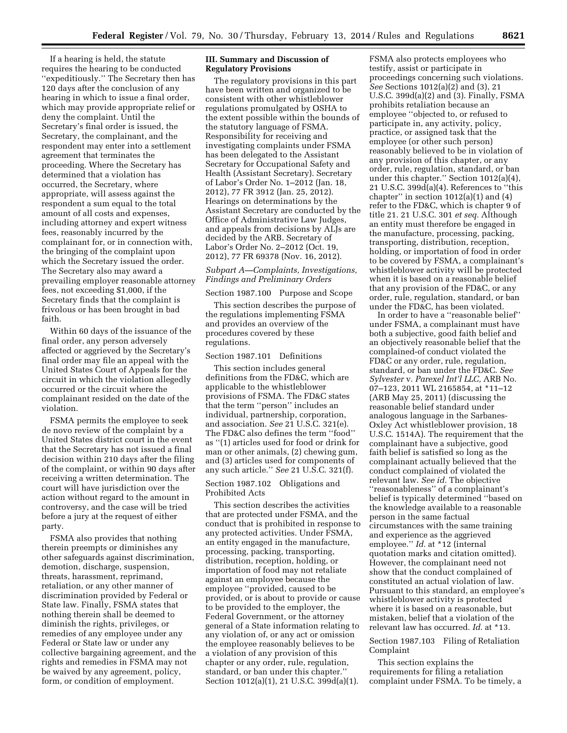If a hearing is held, the statute requires the hearing to be conducted ''expeditiously.'' The Secretary then has 120 days after the conclusion of any hearing in which to issue a final order, which may provide appropriate relief or deny the complaint. Until the Secretary's final order is issued, the Secretary, the complainant, and the respondent may enter into a settlement agreement that terminates the proceeding. Where the Secretary has determined that a violation has occurred, the Secretary, where appropriate, will assess against the respondent a sum equal to the total amount of all costs and expenses, including attorney and expert witness fees, reasonably incurred by the complainant for, or in connection with, the bringing of the complaint upon which the Secretary issued the order. The Secretary also may award a prevailing employer reasonable attorney fees, not exceeding $1,000, if the Secretary finds that the complaint is frivolous or has been brought in bad faith.

Within 60 days of the issuance of the final order, any person adversely affected or aggrieved by the Secretary's final order may file an appeal with the United States Court of Appeals for the circuit in which the violation allegedly occurred or the circuit where the complainant resided on the date of the violation.

FSMA permits the employee to seek de novo review of the complaint by a United States district court in the event that the Secretary has not issued a final decision within 210 days after the filing of the complaint, or within 90 days after receiving a written determination. The court will have jurisdiction over the action without regard to the amount in controversy, and the case will be tried before a jury at the request of either party.

FSMA also provides that nothing therein preempts or diminishes any other safeguards against discrimination, demotion, discharge, suspension, threats, harassment, reprimand, retaliation, or any other manner of discrimination provided by Federal or State law. Finally, FSMA states that nothing therein shall be deemed to diminish the rights, privileges, or remedies of any employee under any Federal or State law or under any collective bargaining agreement, and the rights and remedies in FSMA may not be waived by any agreement, policy, form, or condition of employment.

## III. Summary and Discussion of Regulatory Provisions

The regulatory provisions in this part have been written and organized to be consistent with other whistleblower regulations promulgated by OSHA to the extent possible within the bounds of the statutory language of FSMA. Responsibility for receiving and investigating complaints under FSMA has been delegated to the Assistant Secretary for Occupational Safety and Health (Assistant Secretary). Secretary of Labor's Order No. 1–2012 (Jan. 18, 2012), 77 FR 3912 (Jan. 25, 2012). Hearings on determinations by the Assistant Secretary are conducted by the Office of Administrative Law Judges, and appeals from decisions by ALJs are decided by the ARB. Secretary of Labor's Order No. 2–2012 (Oct. 19, 2012), 77 FR 69378 (Nov. 16, 2012).

### *Subpart A—Complaints, Investigations, Findings and Preliminary Orders*

#### Section 1987.100 Purpose and Scope

This section describes the purpose of the regulations implementing FSMA and provides an overview of the procedures covered by these regulations.

#### Section 1987.101 Definitions

This section includes general definitions from the FD&C, which are applicable to the whistleblower provisions of FSMA. The FD&C states that the term ''person'' includes an individual, partnership, corporation, and association. *See* 21 U.S.C. 321(e). The FD&C also defines the term ''food'' as ''(1) articles used for food or drink for man or other animals, (2) chewing gum, and (3) articles used for components of any such article.'' *See* 21 U.S.C. 321(f).

#### Section 1987.102 Obligations and Prohibited Acts

This section describes the activities that are protected under FSMA, and the conduct that is prohibited in response to any protected activities. Under FSMA, an entity engaged in the manufacture, processing, packing, transporting, distribution, reception, holding, or importation of food may not retaliate against an employee because the employee ''provided, caused to be provided, or is about to provide or cause to be provided to the employer, the Federal Government, or the attorney general of a State information relating to any violation of, or any act or omission the employee reasonably believes to be a violation of any provision of this chapter or any order, rule, regulation, standard, or ban under this chapter.'' Section 1012(a)(1), 21 U.S.C. 399d(a)(1). FSMA also protects employees who testify, assist or participate in proceedings concerning such violations. *See* Sections 1012(a)(2) and (3), 21 U.S.C. 399d(a)(2) and (3). Finally, FSMA prohibits retaliation because an employee ''objected to, or refused to participate in, any activity, policy, practice, or assigned task that the employee (or other such person) reasonably believed to be in violation of any provision of this chapter, or any order, rule, regulation, standard, or ban under this chapter.'' Section 1012(a)(4), 21 U.S.C. 399d(a)(4). References to ''this chapter'' in section 1012(a)(1) and (4) refer to the FD&C, which is chapter 9 of title 21. 21 U.S.C. 301 *et seq.* Although an entity must therefore be engaged in the manufacture, processing, packing, transporting, distribution, reception, holding, or importation of food in order to be covered by FSMA, a complainant's whistleblower activity will be protected when it is based on a reasonable belief that any provision of the FD&C, or any order, rule, regulation, standard, or ban under the FD&C, has been violated.

In order to have a ''reasonable belief'' under FSMA, a complainant must have both a subjective, good faith belief and an objectively reasonable belief that the complained-of conduct violated the FD&C or any order, rule, regulation, standard, or ban under the FD&C. *See Sylvester* v. *Parexel Int'l LLC,* ARB No. 07–123, 2011 WL 2165854, at *11–12 (ARB May 25, 2011) (discussing the reasonable belief standard under analogous language in the Sarbanes-Oxley Act whistleblower provision, 18 U.S.C. 1514A). The requirement that the complainant have a subjective, good faith belief is satisfied so long as the complainant actually believed that the conduct complained of violated the relevant law. *See id.* The objective ''reasonableness'' of a complainant's belief is typically determined ''based on the knowledge available to a reasonable person in the same factual circumstances with the same training and experience as the aggrieved employee.'' *Id.* at *12 (internal quotation marks and citation omitted). However, the complainant need not show that the conduct complained of constituted an actual violation of law. Pursuant to this standard, an employee's whistleblower activity is protected where it is based on a reasonable, but mistaken, belief that a violation of the relevant law has occurred. *Id.* at *13.

#### Section 1987.103 Filing of Retaliation Complaint

This section explains the requirements for filing a retaliation complaint under FSMA. To be timely, a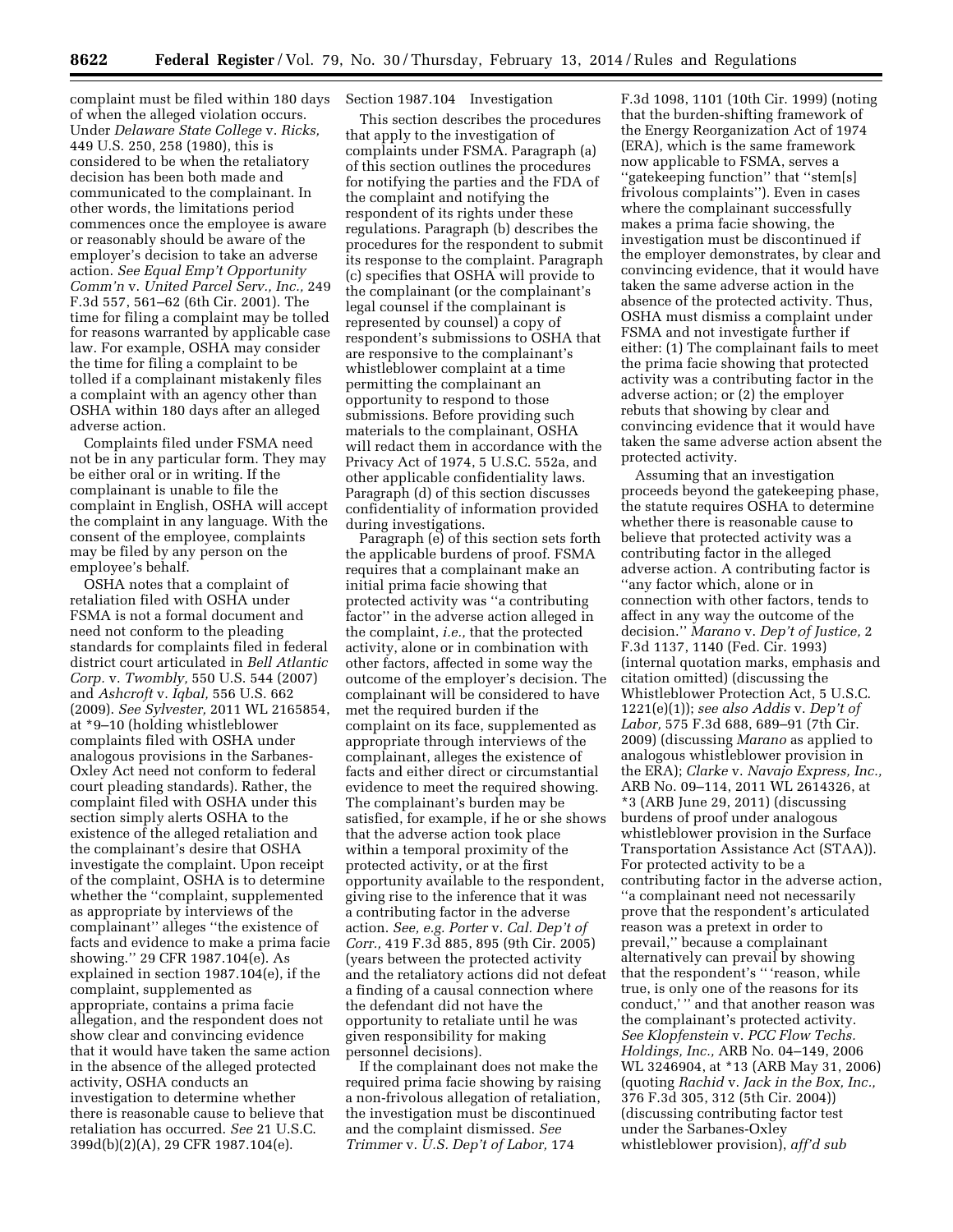complaint must be filed within 180 days of when the alleged violation occurs. Under *Delaware State College* v. *Ricks,* 449 U.S. 250, 258 (1980), this is considered to be when the retaliatory decision has been both made and communicated to the complainant. In other words, the limitations period commences once the employee is aware or reasonably should be aware of the employer's decision to take an adverse action. *See Equal Emp't Opportunity Comm'n* v. *United Parcel Serv., Inc.,* 249 F.3d 557, 561–62 (6th Cir. 2001). The time for filing a complaint may be tolled for reasons warranted by applicable case law. For example, OSHA may consider the time for filing a complaint to be tolled if a complainant mistakenly files a complaint with an agency other than OSHA within 180 days after an alleged adverse action.

Complaints filed under FSMA need not be in any particular form. They may be either oral or in writing. If the complainant is unable to file the complaint in English, OSHA will accept the complaint in any language. With the consent of the employee, complaints may be filed by any person on the employee's behalf.

OSHA notes that a complaint of retaliation filed with OSHA under FSMA is not a formal document and need not conform to the pleading standards for complaints filed in federal district court articulated in *Bell Atlantic Corp.* v. *Twombly,* 550 U.S. 544 (2007) and *Ashcroft* v. *Iqbal,* 556 U.S. 662 (2009). *See Sylvester,* 2011 WL 2165854, at *9–10 (holding whistleblower complaints filed with OSHA under analogous provisions in the Sarbanes-Oxley Act need not conform to federal court pleading standards). Rather, the complaint filed with OSHA under this section simply alerts OSHA to the existence of the alleged retaliation and the complainant's desire that OSHA investigate the complaint. Upon receipt of the complaint, OSHA is to determine whether the ''complaint, supplemented as appropriate by interviews of the complainant'' alleges ''the existence of facts and evidence to make a prima facie showing.'' 29 CFR 1987.104(e). As explained in section 1987.104(e), if the complaint, supplemented as appropriate, contains a prima facie allegation, and the respondent does not show clear and convincing evidence that it would have taken the same action in the absence of the alleged protected activity, OSHA conducts an investigation to determine whether there is reasonable cause to believe that retaliation has occurred. *See* 21 U.S.C. 399d(b)(2)(A), 29 CFR 1987.104(e).

Section 1987.104 Investigation

This section describes the procedures that apply to the investigation of complaints under FSMA. Paragraph (a) of this section outlines the procedures for notifying the parties and the FDA of the complaint and notifying the respondent of its rights under these regulations. Paragraph (b) describes the procedures for the respondent to submit its response to the complaint. Paragraph (c) specifies that OSHA will provide to the complainant (or the complainant's legal counsel if the complainant is represented by counsel) a copy of respondent's submissions to OSHA that are responsive to the complainant's whistleblower complaint at a time permitting the complainant an opportunity to respond to those submissions. Before providing such materials to the complainant, OSHA will redact them in accordance with the Privacy Act of 1974, 5 U.S.C. 552a, and other applicable confidentiality laws. Paragraph (d) of this section discusses confidentiality of information provided during investigations.

Paragraph (e) of this section sets forth the applicable burdens of proof. FSMA requires that a complainant make an initial prima facie showing that protected activity was ''a contributing factor'' in the adverse action alleged in the complaint, *i.e.,* that the protected activity, alone or in combination with other factors, affected in some way the outcome of the employer's decision. The complainant will be considered to have met the required burden if the complaint on its face, supplemented as appropriate through interviews of the complainant, alleges the existence of facts and either direct or circumstantial evidence to meet the required showing. The complainant's burden may be satisfied, for example, if he or she shows that the adverse action took place within a temporal proximity of the protected activity, or at the first opportunity available to the respondent, giving rise to the inference that it was a contributing factor in the adverse action. *See, e.g. Porter* v. *Cal. Dep't of Corr.,* 419 F.3d 885, 895 (9th Cir. 2005) (years between the protected activity and the retaliatory actions did not defeat a finding of a causal connection where the defendant did not have the opportunity to retaliate until he was given responsibility for making personnel decisions).

If the complainant does not make the required prima facie showing by raising a non-frivolous allegation of retaliation, the investigation must be discontinued and the complaint dismissed. *See Trimmer* v. *U.S. Dep't of Labor,* 174 F.3d 1098, 1101 (10th Cir. 1999) (noting that the burden-shifting framework of the Energy Reorganization Act of 1974 (ERA), which is the same framework now applicable to FSMA, serves a ''gatekeeping function'' that ''stem[s] frivolous complaints''). Even in cases where the complainant successfully makes a prima facie showing, the investigation must be discontinued if the employer demonstrates, by clear and convincing evidence, that it would have taken the same adverse action in the absence of the protected activity. Thus, OSHA must dismiss a complaint under FSMA and not investigate further if either: (1) The complainant fails to meet the prima facie showing that protected activity was a contributing factor in the adverse action; or (2) the employer rebuts that showing by clear and convincing evidence that it would have taken the same adverse action absent the protected activity.

Assuming that an investigation proceeds beyond the gatekeeping phase, the statute requires OSHA to determine whether there is reasonable cause to believe that protected activity was a contributing factor in the alleged adverse action. A contributing factor is ''any factor which, alone or in connection with other factors, tends to affect in any way the outcome of the decision.'' *Marano* v. *Dep't of Justice,* 2 F.3d 1137, 1140 (Fed. Cir. 1993) (internal quotation marks, emphasis and citation omitted) (discussing the Whistleblower Protection Act, 5 U.S.C. 1221(e)(1)); *see also Addis* v. *Dep't of Labor,* 575 F.3d 688, 689–91 (7th Cir. 2009) (discussing *Marano* as applied to analogous whistleblower provision in the ERA); *Clarke* v. *Navajo Express, Inc.,* ARB No. 09–114, 2011 WL 2614326, at *3 (ARB June 29, 2011) (discussing burdens of proof under analogous whistleblower provision in the Surface Transportation Assistance Act (STAA)). For protected activity to be a contributing factor in the adverse action, ''a complainant need not necessarily prove that the respondent's articulated reason was a pretext in order to prevail,'' because a complainant alternatively can prevail by showing that the respondent's '' 'reason, while true, is only one of the reasons for its conduct,' '' and that another reason was the complainant's protected activity. *See Klopfenstein* v. *PCC Flow Techs. Holdings, Inc.,* ARB No. 04–149, 2006 WL 3246904, at *13 (ARB May 31, 2006) (quoting *Rachid* v. *Jack in the Box, Inc.,* 376 F.3d 305, 312 (5th Cir. 2004)) (discussing contributing factor test under the Sarbanes-Oxley whistleblower provision), *aff'd sub*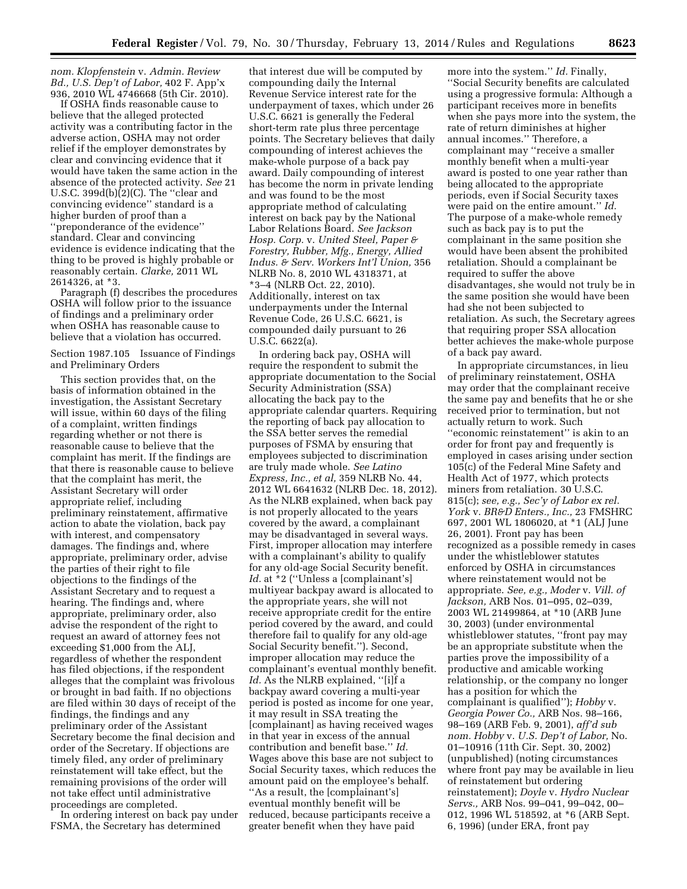*nom. Klopfenstein* v. *Admin. Review Bd., U.S. Dep't of Labor,* 402 F. App'x 936, 2010 WL 4746668 (5th Cir. 2010).

If OSHA finds reasonable cause to believe that the alleged protected activity was a contributing factor in the adverse action, OSHA may not order relief if the employer demonstrates by clear and convincing evidence that it would have taken the same action in the absence of the protected activity. *See* 21 U.S.C. 399d(b)(2)(C). The ''clear and convincing evidence'' standard is a higher burden of proof than a ''preponderance of the evidence'' standard. Clear and convincing evidence is evidence indicating that the thing to be proved is highly probable or reasonably certain. *Clarke,* 2011 WL 2614326, at *3.

Paragraph (f) describes the procedures OSHA will follow prior to the issuance of findings and a preliminary order when OSHA has reasonable cause to believe that a violation has occurred.

Section 1987.105 Issuance of Findings and Preliminary Orders

This section provides that, on the basis of information obtained in the investigation, the Assistant Secretary will issue, within 60 days of the filing of a complaint, written findings regarding whether or not there is reasonable cause to believe that the complaint has merit. If the findings are that there is reasonable cause to believe that the complaint has merit, the Assistant Secretary will order appropriate relief, including preliminary reinstatement, affirmative action to abate the violation, back pay with interest, and compensatory damages. The findings and, where appropriate, preliminary order, advise the parties of their right to file objections to the findings of the Assistant Secretary and to request a hearing. The findings and, where appropriate, preliminary order, also advise the respondent of the right to request an award of attorney fees not exceeding $1,000 from the ALJ, regardless of whether the respondent has filed objections, if the respondent alleges that the complaint was frivolous or brought in bad faith. If no objections are filed within 30 days of receipt of the findings, the findings and any preliminary order of the Assistant Secretary become the final decision and order of the Secretary. If objections are timely filed, any order of preliminary reinstatement will take effect, but the remaining provisions of the order will not take effect until administrative proceedings are completed.

In ordering interest on back pay under FSMA, the Secretary has determined that interest due will be computed by compounding daily the Internal Revenue Service interest rate for the underpayment of taxes, which under 26 U.S.C. 6621 is generally the Federal short-term rate plus three percentage points. The Secretary believes that daily compounding of interest achieves the make-whole purpose of a back pay award. Daily compounding of interest has become the norm in private lending and was found to be the most appropriate method of calculating interest on back pay by the National Labor Relations Board. *See Jackson Hosp. Corp.* v. *United Steel, Paper & Forestry, Rubber, Mfg., Energy, Allied Indus. & Serv. Workers Int'l Union,* 356 NLRB No. 8, 2010 WL 4318371, at *3–4 (NLRB Oct. 22, 2010). Additionally, interest on tax underpayments under the Internal Revenue Code, 26 U.S.C. 6621, is compounded daily pursuant to 26 U.S.C. 6622(a).

In ordering back pay, OSHA will require the respondent to submit the appropriate documentation to the Social Security Administration (SSA) allocating the back pay to the appropriate calendar quarters. Requiring the reporting of back pay allocation to the SSA better serves the remedial purposes of FSMA by ensuring that employees subjected to discrimination are truly made whole. *See Latino Express, Inc., et al,* 359 NLRB No. 44, 2012 WL 6641632 (NLRB Dec. 18, 2012). As the NLRB explained, when back pay is not properly allocated to the years covered by the award, a complainant may be disadvantaged in several ways. First, improper allocation may interfere with a complainant's ability to qualify for any old-age Social Security benefit. *Id.* at *2 (''Unless a [complainant's] multiyear backpay award is allocated to the appropriate years, she will not receive appropriate credit for the entire period covered by the award, and could therefore fail to qualify for any old-age Social Security benefit.''). Second, improper allocation may reduce the complainant's eventual monthly benefit. *Id.* As the NLRB explained, ''[i]f a backpay award covering a multi-year period is posted as income for one year, it may result in SSA treating the [complainant] as having received wages in that year in excess of the annual contribution and benefit base.'' *Id.* Wages above this base are not subject to Social Security taxes, which reduces the amount paid on the employee's behalf. ''As a result, the [complainant's] eventual monthly benefit will be reduced, because participants receive a greater benefit when they have paid more into the system.'' *Id.* Finally, ''Social Security benefits are calculated using a progressive formula: Although a participant receives more in benefits when she pays more into the system, the rate of return diminishes at higher annual incomes.'' Therefore, a complainant may ''receive a smaller monthly benefit when a multi-year award is posted to one year rather than being allocated to the appropriate periods, even if Social Security taxes were paid on the entire amount.'' *Id.* The purpose of a make-whole remedy such as back pay is to put the complainant in the same position she would have been absent the prohibited retaliation. Should a complainant be required to suffer the above disadvantages, she would not truly be in the same position she would have been had she not been subjected to retaliation. As such, the Secretary agrees that requiring proper SSA allocation better achieves the make-whole purpose of a back pay award.

In appropriate circumstances, in lieu of preliminary reinstatement, OSHA may order that the complainant receive the same pay and benefits that he or she received prior to termination, but not actually return to work. Such ''economic reinstatement'' is akin to an order for front pay and frequently is employed in cases arising under section 105(c) of the Federal Mine Safety and Health Act of 1977, which protects miners from retaliation. 30 U.S.C. 815(c); *see, e.g., Sec'y of Labor ex rel. York* v. *BR&D Enters., Inc.,* 23 FMSHRC 697, 2001 WL 1806020, at *1 (ALJ June 26, 2001). Front pay has been recognized as a possible remedy in cases under the whistleblower statutes enforced by OSHA in circumstances where reinstatement would not be appropriate. *See, e.g., Moder* v. *Vill. of Jackson,* ARB Nos. 01–095, 02–039, 2003 WL 21499864, at *10 (ARB June 30, 2003) (under environmental whistleblower statutes, ''front pay may be an appropriate substitute when the parties prove the impossibility of a productive and amicable working relationship, or the company no longer has a position for which the complainant is qualified''); *Hobby* v. *Georgia Power Co.,* ARB Nos. 98–166, 98–169 (ARB Feb. 9, 2001), *aff'd sub nom. Hobby* v. *U.S. Dep't of Labor,* No. 01–10916 (11th Cir. Sept. 30, 2002) (unpublished) (noting circumstances where front pay may be available in lieu of reinstatement but ordering reinstatement); *Doyle* v. *Hydro Nuclear Servs.,* ARB Nos. 99–041, 99–042, 00–012, 1996 WL 518592, at *6 (ARB Sept. 6, 1996) (under ERA, front pay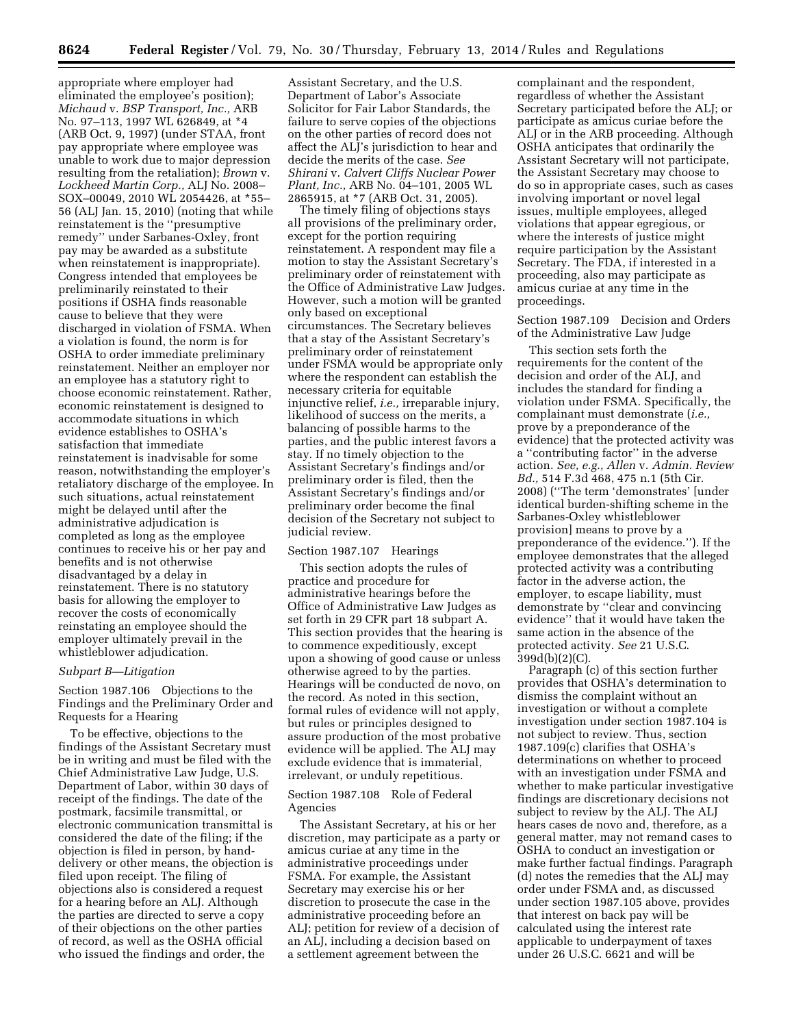appropriate where employer had eliminated the employee's position); *Michaud* v. *BSP Transport, Inc.,* ARB No. 97–113, 1997 WL 626849, at *4 (ARB Oct. 9, 1997) (under STAA, front pay appropriate where employee was unable to work due to major depression resulting from the retaliation); *Brown* v. *Lockheed Martin Corp.,* ALJ No. 2008–SOX–00049, 2010 WL 2054426, at *55–56 (ALJ Jan. 15, 2010) (noting that while reinstatement is the ''presumptive remedy'' under Sarbanes-Oxley, front pay may be awarded as a substitute when reinstatement is inappropriate). Congress intended that employees be preliminarily reinstated to their positions if OSHA finds reasonable cause to believe that they were discharged in violation of FSMA. When a violation is found, the norm is for OSHA to order immediate preliminary reinstatement. Neither an employer nor an employee has a statutory right to choose economic reinstatement. Rather, economic reinstatement is designed to accommodate situations in which evidence establishes to OSHA's satisfaction that immediate reinstatement is inadvisable for some reason, notwithstanding the employer's retaliatory discharge of the employee. In such situations, actual reinstatement might be delayed until after the administrative adjudication is completed as long as the employee continues to receive his or her pay and benefits and is not otherwise disadvantaged by a delay in reinstatement. There is no statutory basis for allowing the employer to recover the costs of economically reinstating an employee should the employer ultimately prevail in the whistleblower adjudication.

### *Subpart B—Litigation*

Section 1987.106 Objections to the Findings and the Preliminary Order and Requests for a Hearing

To be effective, objections to the findings of the Assistant Secretary must be in writing and must be filed with the Chief Administrative Law Judge, U.S. Department of Labor, within 30 days of receipt of the findings. The date of the postmark, facsimile transmittal, or electronic communication transmittal is considered the date of the filing; if the objection is filed in person, by hand-delivery or other means, the objection is filed upon receipt. The filing of objections also is considered a request for a hearing before an ALJ. Although the parties are directed to serve a copy of their objections on the other parties of record, as well as the OSHA official who issued the findings and order, the Assistant Secretary, and the U.S. Department of Labor's Associate Solicitor for Fair Labor Standards, the failure to serve copies of the objections on the other parties of record does not affect the ALJ's jurisdiction to hear and decide the merits of the case. *See Shirani* v. *Calvert Cliffs Nuclear Power Plant, Inc.,* ARB No. 04–101, 2005 WL 2865915, at *7 (ARB Oct. 31, 2005).

The timely filing of objections stays all provisions of the preliminary order, except for the portion requiring reinstatement. A respondent may file a motion to stay the Assistant Secretary's preliminary order of reinstatement with the Office of Administrative Law Judges. However, such a motion will be granted only based on exceptional circumstances. The Secretary believes that a stay of the Assistant Secretary's preliminary order of reinstatement under FSMA would be appropriate only where the respondent can establish the necessary criteria for equitable injunctive relief, *i.e.,* irreparable injury, likelihood of success on the merits, a balancing of possible harms to the parties, and the public interest favors a stay. If no timely objection to the Assistant Secretary's findings and/or preliminary order is filed, then the Assistant Secretary's findings and/or preliminary order become the final decision of the Secretary not subject to judicial review.

Section 1987.107 Hearings

This section adopts the rules of practice and procedure for administrative hearings before the Office of Administrative Law Judges as set forth in 29 CFR part 18 subpart A. This section provides that the hearing is to commence expeditiously, except upon a showing of good cause or unless otherwise agreed to by the parties. Hearings will be conducted de novo, on the record. As noted in this section, formal rules of evidence will not apply, but rules or principles designed to assure production of the most probative evidence will be applied. The ALJ may exclude evidence that is immaterial, irrelevant, or unduly repetitious.

Section 1987.108 Role of Federal Agencies

The Assistant Secretary, at his or her discretion, may participate as a party or amicus curiae at any time in the administrative proceedings under FSMA. For example, the Assistant Secretary may exercise his or her discretion to prosecute the case in the administrative proceeding before an ALJ; petition for review of a decision of an ALJ, including a decision based on a settlement agreement between the complainant and the respondent, regardless of whether the Assistant Secretary participated before the ALJ; or participate as amicus curiae before the ALJ or in the ARB proceeding. Although OSHA anticipates that ordinarily the Assistant Secretary will not participate, the Assistant Secretary may choose to do so in appropriate cases, such as cases involving important or novel legal issues, multiple employees, alleged violations that appear egregious, or where the interests of justice might require participation by the Assistant Secretary. The FDA, if interested in a proceeding, also may participate as amicus curiae at any time in the proceedings.

Section 1987.109 Decision and Orders of the Administrative Law Judge

This section sets forth the requirements for the content of the decision and order of the ALJ, and includes the standard for finding a violation under FSMA. Specifically, the complainant must demonstrate (*i.e.,* prove by a preponderance of the evidence) that the protected activity was a ''contributing factor'' in the adverse action. *See, e.g., Allen* v. *Admin. Review Bd.,* 514 F.3d 468, 475 n.1 (5th Cir. 2008) (''The term 'demonstrates' [under identical burden-shifting scheme in the Sarbanes-Oxley whistleblower provision] means to prove by a preponderance of the evidence.''). If the employee demonstrates that the alleged protected activity was a contributing factor in the adverse action, the employer, to escape liability, must demonstrate by ''clear and convincing evidence'' that it would have taken the same action in the absence of the protected activity. *See* 21 U.S.C. 399d(b)(2)(C).

Paragraph (c) of this section further provides that OSHA's determination to dismiss the complaint without an investigation or without a complete investigation under section 1987.104 is not subject to review. Thus, section 1987.109(c) clarifies that OSHA's determinations on whether to proceed with an investigation under FSMA and whether to make particular investigative findings are discretionary decisions not subject to review by the ALJ. The ALJ hears cases de novo and, therefore, as a general matter, may not remand cases to OSHA to conduct an investigation or make further factual findings. Paragraph (d) notes the remedies that the ALJ may order under FSMA and, as discussed under section 1987.105 above, provides that interest on back pay will be calculated using the interest rate applicable to underpayment of taxes under 26 U.S.C. 6621 and will be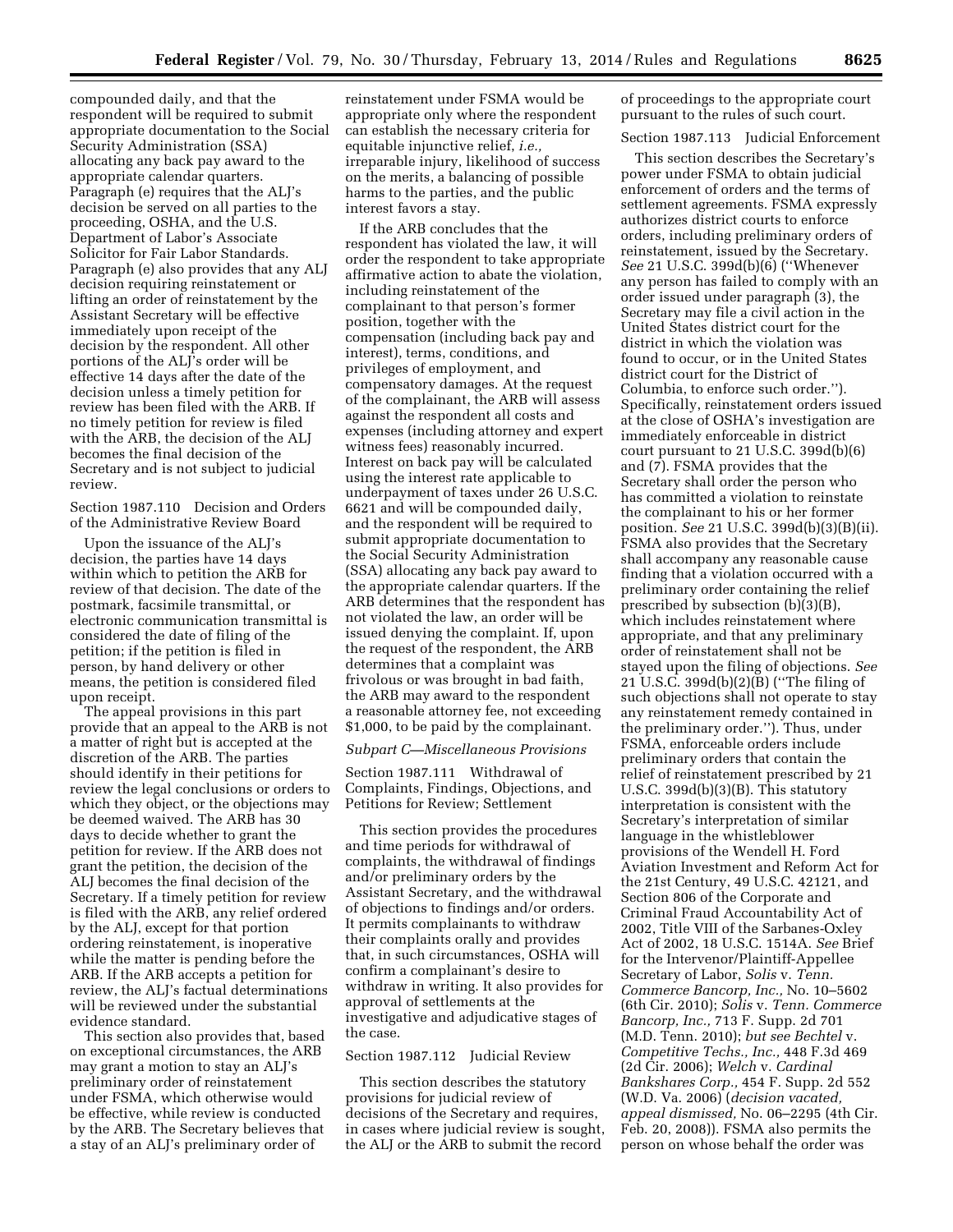compounded daily, and that the respondent will be required to submit appropriate documentation to the Social Security Administration (SSA) allocating any back pay award to the appropriate calendar quarters. Paragraph (e) requires that the ALJ's decision be served on all parties to the proceeding, OSHA, and the U.S. Department of Labor's Associate Solicitor for Fair Labor Standards. Paragraph (e) also provides that any ALJ decision requiring reinstatement or lifting an order of reinstatement by the Assistant Secretary will be effective immediately upon receipt of the decision by the respondent. All other portions of the ALJ's order will be effective 14 days after the date of the decision unless a timely petition for review has been filed with the ARB. If no timely petition for review is filed with the ARB, the decision of the ALJ becomes the final decision of the Secretary and is not subject to judicial review.

Section 1987.110 Decision and Orders of the Administrative Review Board

Upon the issuance of the ALJ's decision, the parties have 14 days within which to petition the ARB for review of that decision. The date of the postmark, facsimile transmittal, or electronic communication transmittal is considered the date of filing of the petition; if the petition is filed in person, by hand delivery or other means, the petition is considered filed upon receipt.

The appeal provisions in this part provide that an appeal to the ARB is not a matter of right but is accepted at the discretion of the ARB. The parties should identify in their petitions for review the legal conclusions or orders to which they object, or the objections may be deemed waived. The ARB has 30 days to decide whether to grant the petition for review. If the ARB does not grant the petition, the decision of the ALJ becomes the final decision of the Secretary. If a timely petition for review is filed with the ARB, any relief ordered by the ALJ, except for that portion ordering reinstatement, is inoperative while the matter is pending before the ARB. If the ARB accepts a petition for review, the ALJ's factual determinations will be reviewed under the substantial evidence standard.

This section also provides that, based on exceptional circumstances, the ARB may grant a motion to stay an ALJ's preliminary order of reinstatement under FSMA, which otherwise would be effective, while review is conducted by the ARB. The Secretary believes that a stay of an ALJ's preliminary order of reinstatement under FSMA would be appropriate only where the respondent can establish the necessary criteria for equitable injunctive relief, *i.e.,* irreparable injury, likelihood of success on the merits, a balancing of possible harms to the parties, and the public interest favors a stay.

If the ARB concludes that the respondent has violated the law, it will order the respondent to take appropriate affirmative action to abate the violation, including reinstatement of the complainant to that person's former position, together with the compensation (including back pay and interest), terms, conditions, and privileges of employment, and compensatory damages. At the request of the complainant, the ARB will assess against the respondent all costs and expenses (including attorney and expert witness fees) reasonably incurred. Interest on back pay will be calculated using the interest rate applicable to underpayment of taxes under 26 U.S.C. 6621 and will be compounded daily, and the respondent will be required to submit appropriate documentation to the Social Security Administration (SSA) allocating any back pay award to the appropriate calendar quarters. If the ARB determines that the respondent has not violated the law, an order will be issued denying the complaint. If, upon the request of the respondent, the ARB determines that a complaint was frivolous or was brought in bad faith, the ARB may award to the respondent a reasonable attorney fee, not exceeding $1,000, to be paid by the complainant.

*Subpart C—Miscellaneous Provisions*

Section 1987.111 Withdrawal of Complaints, Findings, Objections, and Petitions for Review; Settlement

This section provides the procedures and time periods for withdrawal of complaints, the withdrawal of findings and/or preliminary orders by the Assistant Secretary, and the withdrawal of objections to findings and/or orders. It permits complainants to withdraw their complaints orally and provides that, in such circumstances, OSHA will confirm a complainant's desire to withdraw in writing. It also provides for approval of settlements at the investigative and adjudicative stages of the case.

Section 1987.112 Judicial Review

This section describes the statutory provisions for judicial review of decisions of the Secretary and requires, in cases where judicial review is sought, the ALJ or the ARB to submit the record of proceedings to the appropriate court pursuant to the rules of such court.

Section 1987.113 Judicial Enforcement

This section describes the Secretary's power under FSMA to obtain judicial enforcement of orders and the terms of settlement agreements. FSMA expressly authorizes district courts to enforce orders, including preliminary orders of reinstatement, issued by the Secretary. *See* 21 U.S.C. 399d(b)(6) (''Whenever any person has failed to comply with an order issued under paragraph (3), the Secretary may file a civil action in the United States district court for the district in which the violation was found to occur, or in the United States district court for the District of Columbia, to enforce such order.''). Specifically, reinstatement orders issued at the close of OSHA's investigation are immediately enforceable in district court pursuant to 21 U.S.C. 399d(b)(6) and (7). FSMA provides that the Secretary shall order the person who has committed a violation to reinstate the complainant to his or her former position. *See* 21 U.S.C. 399d(b)(3)(B)(ii). FSMA also provides that the Secretary shall accompany any reasonable cause finding that a violation occurred with a preliminary order containing the relief prescribed by subsection (b)(3)(B), which includes reinstatement where appropriate, and that any preliminary order of reinstatement shall not be stayed upon the filing of objections. *See* 21 U.S.C. 399d(b)(2)(B) (''The filing of such objections shall not operate to stay any reinstatement remedy contained in the preliminary order.''). Thus, under FSMA, enforceable orders include preliminary orders that contain the relief of reinstatement prescribed by 21 U.S.C. 399d(b)(3)(B). This statutory interpretation is consistent with the Secretary's interpretation of similar language in the whistleblower provisions of the Wendell H. Ford Aviation Investment and Reform Act for the 21st Century, 49 U.S.C. 42121, and Section 806 of the Corporate and Criminal Fraud Accountability Act of 2002, Title VIII of the Sarbanes-Oxley Act of 2002, 18 U.S.C. 1514A. *See* Brief for the Intervenor/Plaintiff-Appellee Secretary of Labor, *Solis* v. *Tenn. Commerce Bancorp, Inc.,* No. 10–5602 (6th Cir. 2010); *Solis* v. *Tenn. Commerce Bancorp, Inc.,* 713 F. Supp. 2d 701 (M.D. Tenn. 2010); *but see Bechtel* v. *Competitive Techs., Inc.,* 448 F.3d 469 (2d Cir. 2006); *Welch* v. *Cardinal Bankshares Corp.,* 454 F. Supp. 2d 552 (W.D. Va. 2006) (*decision vacated, appeal dismissed,* No. 06–2295 (4th Cir. Feb. 20, 2008)). FSMA also permits the person on whose behalf the order was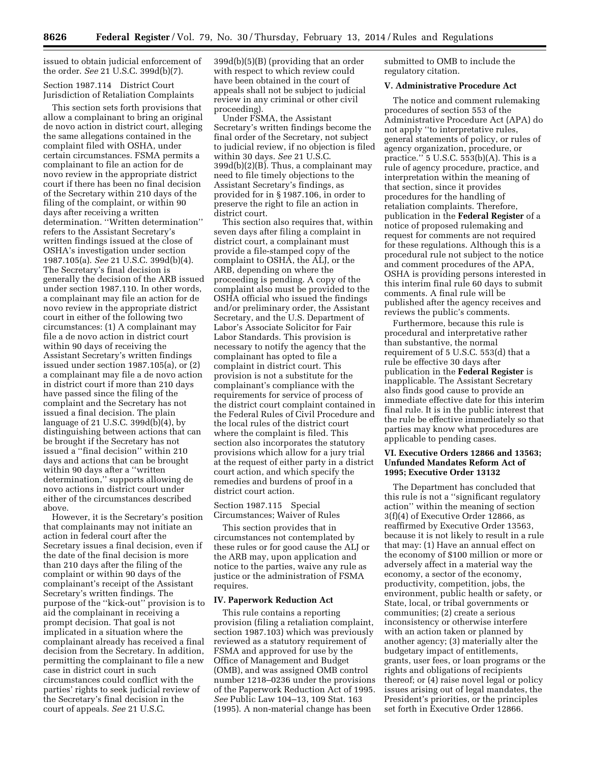issued to obtain judicial enforcement of the order. *See* 21 U.S.C. 399d(b)(7).

Section 1987.114 District Court Jurisdiction of Retaliation Complaints

This section sets forth provisions that allow a complainant to bring an original de novo action in district court, alleging the same allegations contained in the complaint filed with OSHA, under certain circumstances. FSMA permits a complainant to file an action for de novo review in the appropriate district court if there has been no final decision of the Secretary within 210 days of the filing of the complaint, or within 90 days after receiving a written determination. ''Written determination'' refers to the Assistant Secretary's written findings issued at the close of OSHA's investigation under section 1987.105(a). *See* 21 U.S.C. 399d(b)(4). The Secretary's final decision is generally the decision of the ARB issued under section 1987.110. In other words, a complainant may file an action for de novo review in the appropriate district court in either of the following two circumstances: (1) A complainant may file a de novo action in district court within 90 days of receiving the Assistant Secretary's written findings issued under section 1987.105(a), or (2) a complainant may file a de novo action in district court if more than 210 days have passed since the filing of the complaint and the Secretary has not issued a final decision. The plain language of 21 U.S.C. 399d(b)(4), by distinguishing between actions that can be brought if the Secretary has not issued a ''final decision'' within 210 days and actions that can be brought within 90 days after a ''written determination,'' supports allowing de novo actions in district court under either of the circumstances described above.

However, it is the Secretary's position that complainants may not initiate an action in federal court after the Secretary issues a final decision, even if the date of the final decision is more than 210 days after the filing of the complaint or within 90 days of the complainant's receipt of the Assistant Secretary's written findings. The purpose of the ''kick-out'' provision is to aid the complainant in receiving a prompt decision. That goal is not implicated in a situation where the complainant already has received a final decision from the Secretary. In addition, permitting the complainant to file a new case in district court in such circumstances could conflict with the parties' rights to seek judicial review of the Secretary's final decision in the court of appeals. *See* 21 U.S.C. 399d(b)(5)(B) (providing that an order with respect to which review could have been obtained in the court of appeals shall not be subject to judicial review in any criminal or other civil proceeding).

Under FSMA, the Assistant Secretary's written findings become the final order of the Secretary, not subject to judicial review, if no objection is filed within 30 days. *See* 21 U.S.C. 399d(b)(2)(B). Thus, a complainant may need to file timely objections to the Assistant Secretary's findings, as provided for in § 1987.106, in order to preserve the right to file an action in district court.

This section also requires that, within seven days after filing a complaint in district court, a complainant must provide a file-stamped copy of the complaint to OSHA, the ALJ, or the ARB, depending on where the proceeding is pending. A copy of the complaint also must be provided to the OSHA official who issued the findings and/or preliminary order, the Assistant Secretary, and the U.S. Department of Labor's Associate Solicitor for Fair Labor Standards. This provision is necessary to notify the agency that the complainant has opted to file a complaint in district court. This provision is not a substitute for the complainant's compliance with the requirements for service of process of the district court complaint contained in the Federal Rules of Civil Procedure and the local rules of the district court where the complaint is filed. This section also incorporates the statutory provisions which allow for a jury trial at the request of either party in a district court action, and which specify the remedies and burdens of proof in a district court action.

Section 1987.115 Special Circumstances; Waiver of Rules

This section provides that in circumstances not contemplated by these rules or for good cause the ALJ or the ARB may, upon application and notice to the parties, waive any rule as justice or the administration of FSMA requires.

## IV. Paperwork Reduction Act

This rule contains a reporting provision (filing a retaliation complaint, section 1987.103) which was previously reviewed as a statutory requirement of FSMA and approved for use by the Office of Management and Budget (OMB), and was assigned OMB control number 1218–0236 under the provisions of the Paperwork Reduction Act of 1995. *See* Public Law 104–13, 109 Stat. 163 (1995). A non-material change has been submitted to OMB to include the regulatory citation.

## V. Administrative Procedure Act

The notice and comment rulemaking procedures of section 553 of the Administrative Procedure Act (APA) do not apply ''to interpretative rules, general statements of policy, or rules of agency organization, procedure, or practice.'' 5 U.S.C. 553(b)(A). This is a rule of agency procedure, practice, and interpretation within the meaning of that section, since it provides procedures for the handling of retaliation complaints. Therefore, publication in the **Federal Register** of a notice of proposed rulemaking and request for comments are not required for these regulations. Although this is a procedural rule not subject to the notice and comment procedures of the APA, OSHA is providing persons interested in this interim final rule 60 days to submit comments. A final rule will be published after the agency receives and reviews the public's comments.

Furthermore, because this rule is procedural and interpretative rather than substantive, the normal requirement of 5 U.S.C. 553(d) that a rule be effective 30 days after publication in the **Federal Register** is inapplicable. The Assistant Secretary also finds good cause to provide an immediate effective date for this interim final rule. It is in the public interest that the rule be effective immediately so that parties may know what procedures are applicable to pending cases.

## VI. Executive Orders 12866 and 13563; Unfunded Mandates Reform Act of 1995; Executive Order 13132

The Department has concluded that this rule is not a ''significant regulatory action'' within the meaning of section 3(f)(4) of Executive Order 12866, as reaffirmed by Executive Order 13563, because it is not likely to result in a rule that may: (1) Have an annual effect on the economy of $100 million or more or adversely affect in a material way the economy, a sector of the economy, productivity, competition, jobs, the environment, public health or safety, or State, local, or tribal governments or communities; (2) create a serious inconsistency or otherwise interfere with an action taken or planned by another agency; (3) materially alter the budgetary impact of entitlements, grants, user fees, or loan programs or the rights and obligations of recipients thereof; or (4) raise novel legal or policy issues arising out of legal mandates, the President's priorities, or the principles set forth in Executive Order 12866.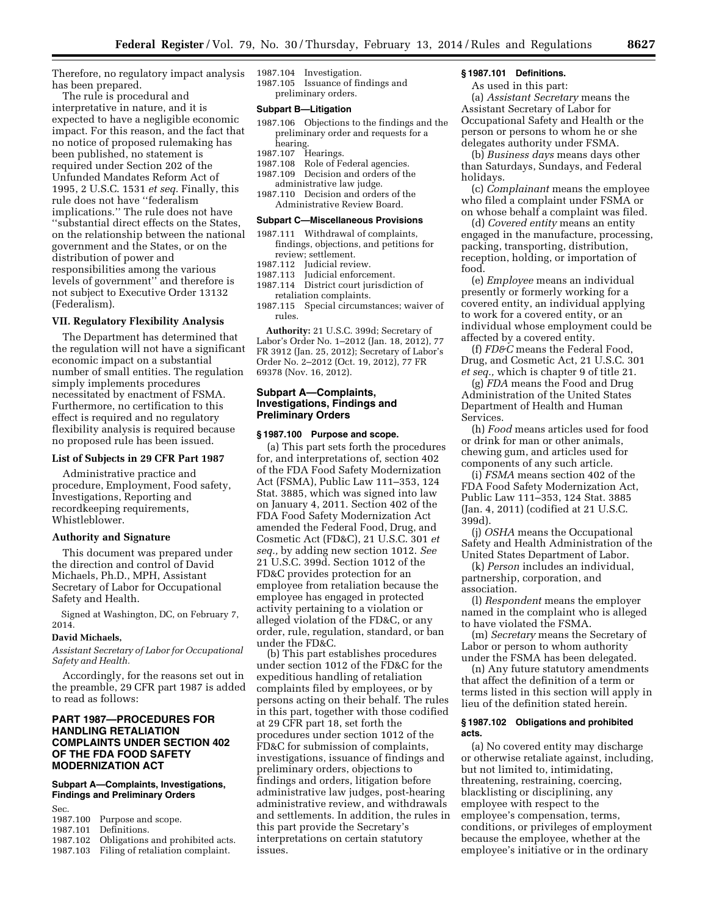Therefore, no regulatory impact analysis has been prepared.

The rule is procedural and interpretative in nature, and it is expected to have a negligible economic impact. For this reason, and the fact that no notice of proposed rulemaking has been published, no statement is required under Section 202 of the Unfunded Mandates Reform Act of 1995, 2 U.S.C. 1531 *et seq.* Finally, this rule does not have ''federalism implications.'' The rule does not have ''substantial direct effects on the States, on the relationship between the national government and the States, or on the distribution of power and responsibilities among the various levels of government'' and therefore is not subject to Executive Order 13132 (Federalism).

## VII. Regulatory Flexibility Analysis

The Department has determined that the regulation will not have a significant economic impact on a substantial number of small entities. The regulation simply implements procedures necessitated by enactment of FSMA. Furthermore, no certification to this effect is required and no regulatory flexibility analysis is required because no proposed rule has been issued.

## List of Subjects in 29 CFR Part 1987

Administrative practice and procedure, Employment, Food safety, Investigations, Reporting and recordkeeping requirements, Whistleblower.

## Authority and Signature

This document was prepared under the direction and control of David Michaels, Ph.D., MPH, Assistant Secretary of Labor for Occupational Safety and Health.

Signed at Washington, DC, on February 7, 2014.

**David Michaels,**

*Assistant Secretary of Labor for Occupational Safety and Health.*

Accordingly, for the reasons set out in the preamble, 29 CFR part 1987 is added to read as follows:

# PART 1987—PROCEDURES FOR HANDLING RETALIATION COMPLAINTS UNDER SECTION 402 OF THE FDA FOOD SAFETY MODERNIZATION ACT

### Subpart A—Complaints, Investigations, Findings and Preliminary Orders

Sec.

1987.100 Purpose and scope.
1987.101 Definitions.
1987.102 Obligations and prohibited acts.
1987.103 Filing of retaliation complaint.
1987.104 Investigation.
1987.105 Issuance of findings and preliminary orders.

### Subpart B—Litigation

1987.106 Objections to the findings and the preliminary order and requests for a hearing.
1987.107 Hearings.
1987.108 Role of Federal agencies.
1987.109 Decision and orders of the administrative law judge.
1987.110 Decision and orders of the Administrative Review Board.

### Subpart C—Miscellaneous Provisions

1987.111 Withdrawal of complaints, findings, objections, and petitions for review; settlement.
1987.112 Judicial review.
1987.113 Judicial enforcement.
1987.114 District court jurisdiction of retaliation complaints.
1987.115 Special circumstances; waiver of rules.

**Authority:** 21 U.S.C. 399d; Secretary of Labor's Order No. 1–2012 (Jan. 18, 2012), 77 FR 3912 (Jan. 25, 2012); Secretary of Labor's Order No. 2–2012 (Oct. 19, 2012), 77 FR 69378 (Nov. 16, 2012).

## Subpart A—Complaints, Investigations, Findings and Preliminary Orders

### § 1987.100 Purpose and scope.

(a) This part sets forth the procedures for, and interpretations of, section 402 of the FDA Food Safety Modernization Act (FSMA), Public Law 111–353, 124 Stat. 3885, which was signed into law on January 4, 2011. Section 402 of the FDA Food Safety Modernization Act amended the Federal Food, Drug, and Cosmetic Act (FD&C), 21 U.S.C. 301 *et seq.,* by adding new section 1012. *See* 21 U.S.C. 399d. Section 1012 of the FD&C provides protection for an employee from retaliation because the employee has engaged in protected activity pertaining to a violation or alleged violation of the FD&C, or any order, rule, regulation, standard, or ban under the FD&C.

(b) This part establishes procedures under section 1012 of the FD&C for the expeditious handling of retaliation complaints filed by employees, or by persons acting on their behalf. The rules in this part, together with those codified at 29 CFR part 18, set forth the procedures under section 1012 of the FD&C for submission of complaints, investigations, issuance of findings and preliminary orders, objections to findings and orders, litigation before administrative law judges, post-hearing administrative review, and withdrawals and settlements. In addition, the rules in this part provide the Secretary's interpretations on certain statutory issues.

### § 1987.101 Definitions.

As used in this part:

(a) *Assistant Secretary* means the Assistant Secretary of Labor for Occupational Safety and Health or the person or persons to whom he or she delegates authority under FSMA.

(b) *Business days* means days other than Saturdays, Sundays, and Federal holidays.

(c) *Complainant* means the employee who filed a complaint under FSMA or on whose behalf a complaint was filed.

(d) *Covered entity* means an entity engaged in the manufacture, processing, packing, transporting, distribution, reception, holding, or importation of food.

(e) *Employee* means an individual presently or formerly working for a covered entity, an individual applying to work for a covered entity, or an individual whose employment could be affected by a covered entity.

(f) *FD&C* means the Federal Food, Drug, and Cosmetic Act, 21 U.S.C. 301 *et seq.,* which is chapter 9 of title 21.

(g) *FDA* means the Food and Drug Administration of the United States Department of Health and Human Services.

(h) *Food* means articles used for food or drink for man or other animals, chewing gum, and articles used for components of any such article.

(i) *FSMA* means section 402 of the FDA Food Safety Modernization Act, Public Law 111–353, 124 Stat. 3885 (Jan. 4, 2011) (codified at 21 U.S.C. 399d).

(j) *OSHA* means the Occupational Safety and Health Administration of the United States Department of Labor.

(k) *Person* includes an individual, partnership, corporation, and association.

(l) *Respondent* means the employer named in the complaint who is alleged to have violated the FSMA.

(m) *Secretary* means the Secretary of Labor or person to whom authority under the FSMA has been delegated.

(n) Any future statutory amendments that affect the definition of a term or terms listed in this section will apply in lieu of the definition stated herein.

### § 1987.102 Obligations and prohibited acts.

(a) No covered entity may discharge or otherwise retaliate against, including, but not limited to, intimidating, threatening, restraining, coercing, blacklisting or disciplining, any employee with respect to the employee's compensation, terms, conditions, or privileges of employment because the employee, whether at the employee's initiative or in the ordinary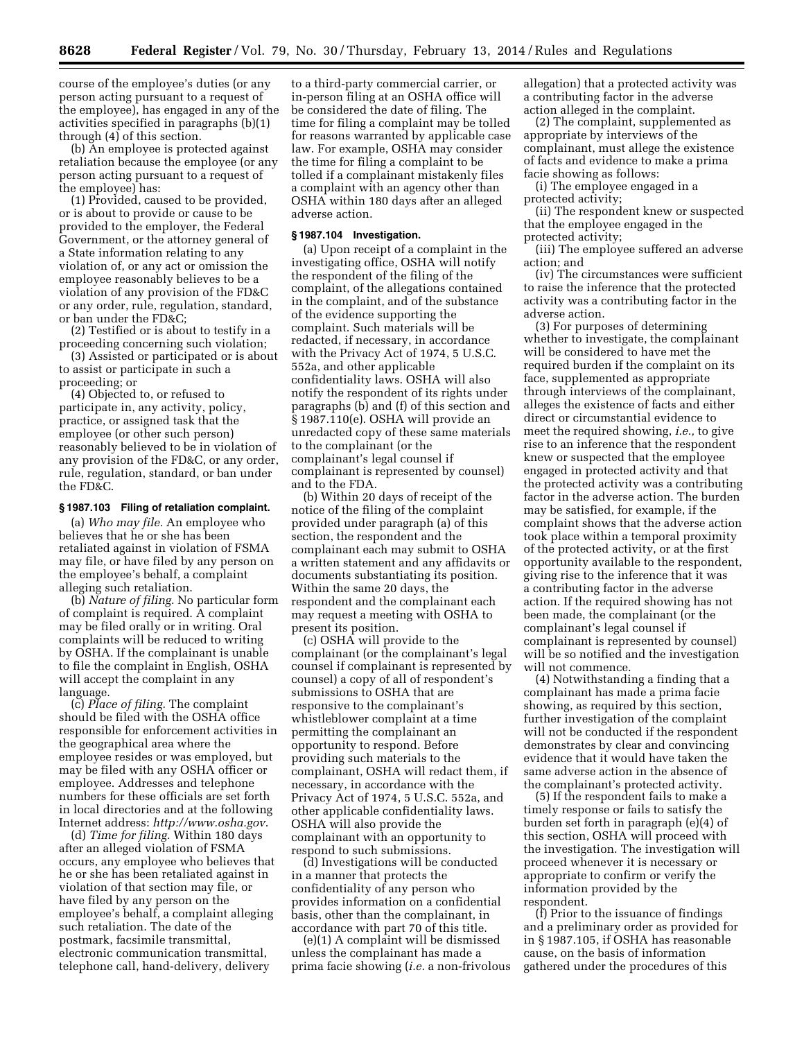course of the employee's duties (or any person acting pursuant to a request of the employee), has engaged in any of the activities specified in paragraphs (b)(1) through (4) of this section.

(b) An employee is protected against retaliation because the employee (or any person acting pursuant to a request of the employee) has:

(1) Provided, caused to be provided, or is about to provide or cause to be provided to the employer, the Federal Government, or the attorney general of a State information relating to any violation of, or any act or omission the employee reasonably believes to be a violation of any provision of the FD&C or any order, rule, regulation, standard, or ban under the FD&C;

(2) Testified or is about to testify in a proceeding concerning such violation;

(3) Assisted or participated or is about to assist or participate in such a proceeding; or

(4) Objected to, or refused to participate in, any activity, policy, practice, or assigned task that the employee (or other such person) reasonably believed to be in violation of any provision of the FD&C, or any order, rule, regulation, standard, or ban under the FD&C.

### § 1987.103 Filing of retaliation complaint.

(a) *Who may file.* An employee who believes that he or she has been retaliated against in violation of FSMA may file, or have filed by any person on the employee's behalf, a complaint alleging such retaliation.

(b) *Nature of filing.* No particular form of complaint is required. A complaint may be filed orally or in writing. Oral complaints will be reduced to writing by OSHA. If the complainant is unable to file the complaint in English, OSHA will accept the complaint in any language.

(c) *Place of filing.* The complaint should be filed with the OSHA office responsible for enforcement activities in the geographical area where the employee resides or was employed, but may be filed with any OSHA officer or employee. Addresses and telephone numbers for these officials are set forth in local directories and at the following Internet address: *http://www.osha.gov.*

(d) *Time for filing.* Within 180 days after an alleged violation of FSMA occurs, any employee who believes that he or she has been retaliated against in violation of that section may file, or have filed by any person on the employee's behalf, a complaint alleging such retaliation. The date of the postmark, facsimile transmittal, electronic communication transmittal, telephone call, hand-delivery, delivery to a third-party commercial carrier, or in-person filing at an OSHA office will be considered the date of filing. The time for filing a complaint may be tolled for reasons warranted by applicable case law. For example, OSHA may consider the time for filing a complaint to be tolled if a complainant mistakenly files a complaint with an agency other than OSHA within 180 days after an alleged adverse action.

### § 1987.104 Investigation.

(a) Upon receipt of a complaint in the investigating office, OSHA will notify the respondent of the filing of the complaint, of the allegations contained in the complaint, and of the substance of the evidence supporting the complaint. Such materials will be redacted, if necessary, in accordance with the Privacy Act of 1974, 5 U.S.C. 552a, and other applicable confidentiality laws. OSHA will also notify the respondent of its rights under paragraphs (b) and (f) of this section and § 1987.110(e). OSHA will provide an unredacted copy of these same materials to the complainant (or the complainant's legal counsel if complainant is represented by counsel) and to the FDA.

(b) Within 20 days of receipt of the notice of the filing of the complaint provided under paragraph (a) of this section, the respondent and the complainant each may submit to OSHA a written statement and any affidavits or documents substantiating its position. Within the same 20 days, the respondent and the complainant each may request a meeting with OSHA to present its position.

(c) OSHA will provide to the complainant (or the complainant's legal counsel if complainant is represented by counsel) a copy of all of respondent's submissions to OSHA that are responsive to the complainant's whistleblower complaint at a time permitting the complainant an opportunity to respond. Before providing such materials to the complainant, OSHA will redact them, if necessary, in accordance with the Privacy Act of 1974, 5 U.S.C. 552a, and other applicable confidentiality laws. OSHA will also provide the complainant with an opportunity to respond to such submissions.

(d) Investigations will be conducted in a manner that protects the confidentiality of any person who provides information on a confidential basis, other than the complainant, in accordance with part 70 of this title.

(e)(1) A complaint will be dismissed unless the complainant has made a prima facie showing (*i.e.* a non-frivolous allegation) that a protected activity was a contributing factor in the adverse action alleged in the complaint.

(2) The complaint, supplemented as appropriate by interviews of the complainant, must allege the existence of facts and evidence to make a prima facie showing as follows:

(i) The employee engaged in a protected activity;

(ii) The respondent knew or suspected that the employee engaged in the protected activity;

(iii) The employee suffered an adverse action; and

(iv) The circumstances were sufficient to raise the inference that the protected activity was a contributing factor in the adverse action.

(3) For purposes of determining whether to investigate, the complainant will be considered to have met the required burden if the complaint on its face, supplemented as appropriate through interviews of the complainant, alleges the existence of facts and either direct or circumstantial evidence to meet the required showing, *i.e.,* to give rise to an inference that the respondent knew or suspected that the employee engaged in protected activity and that the protected activity was a contributing factor in the adverse action. The burden may be satisfied, for example, if the complaint shows that the adverse action took place within a temporal proximity of the protected activity, or at the first opportunity available to the respondent, giving rise to the inference that it was a contributing factor in the adverse action. If the required showing has not been made, the complainant (or the complainant's legal counsel if complainant is represented by counsel) will be so notified and the investigation will not commence.

(4) Notwithstanding a finding that a complainant has made a prima facie showing, as required by this section, further investigation of the complaint will not be conducted if the respondent demonstrates by clear and convincing evidence that it would have taken the same adverse action in the absence of the complainant's protected activity.

(5) If the respondent fails to make a timely response or fails to satisfy the burden set forth in paragraph (e)(4) of this section, OSHA will proceed with the investigation. The investigation will proceed whenever it is necessary or appropriate to confirm or verify the information provided by the respondent.

(f) Prior to the issuance of findings and a preliminary order as provided for in § 1987.105, if OSHA has reasonable cause, on the basis of information gathered under the procedures of this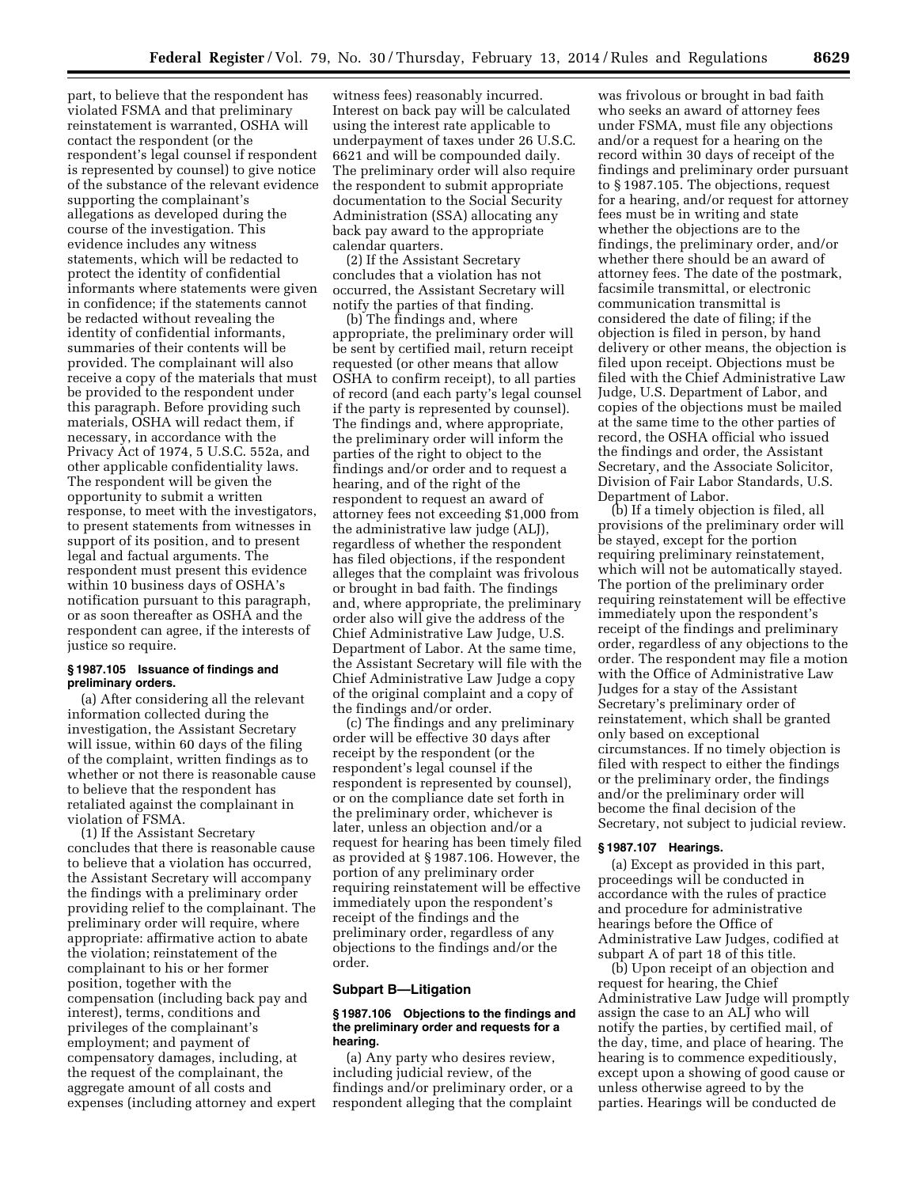part, to believe that the respondent has violated FSMA and that preliminary reinstatement is warranted, OSHA will contact the respondent (or the respondent's legal counsel if respondent is represented by counsel) to give notice of the substance of the relevant evidence supporting the complainant's allegations as developed during the course of the investigation. This evidence includes any witness statements, which will be redacted to protect the identity of confidential informants where statements were given in confidence; if the statements cannot be redacted without revealing the identity of confidential informants, summaries of their contents will be provided. The complainant will also receive a copy of the materials that must be provided to the respondent under this paragraph. Before providing such materials, OSHA will redact them, if necessary, in accordance with the Privacy Act of 1974, 5 U.S.C. 552a, and other applicable confidentiality laws. The respondent will be given the opportunity to submit a written response, to meet with the investigators, to present statements from witnesses in support of its position, and to present legal and factual arguments. The respondent must present this evidence within 10 business days of OSHA's notification pursuant to this paragraph, or as soon thereafter as OSHA and the respondent can agree, if the interests of justice so require.

### § 1987.105 Issuance of findings and preliminary orders.

(a) After considering all the relevant information collected during the investigation, the Assistant Secretary will issue, within 60 days of the filing of the complaint, written findings as to whether or not there is reasonable cause to believe that the respondent has retaliated against the complainant in violation of FSMA.

(1) If the Assistant Secretary concludes that there is reasonable cause to believe that a violation has occurred, the Assistant Secretary will accompany the findings with a preliminary order providing relief to the complainant. The preliminary order will require, where appropriate: affirmative action to abate the violation; reinstatement of the complainant to his or her former position, together with the compensation (including back pay and interest), terms, conditions and privileges of the complainant's employment; and payment of compensatory damages, including, at the request of the complainant, the aggregate amount of all costs and expenses (including attorney and expert witness fees) reasonably incurred. Interest on back pay will be calculated using the interest rate applicable to underpayment of taxes under 26 U.S.C. 6621 and will be compounded daily. The preliminary order will also require the respondent to submit appropriate documentation to the Social Security Administration (SSA) allocating any back pay award to the appropriate calendar quarters.

(2) If the Assistant Secretary concludes that a violation has not occurred, the Assistant Secretary will notify the parties of that finding.

(b) The findings and, where appropriate, the preliminary order will be sent by certified mail, return receipt requested (or other means that allow OSHA to confirm receipt), to all parties of record (and each party's legal counsel if the party is represented by counsel). The findings and, where appropriate, the preliminary order will inform the parties of the right to object to the findings and/or order and to request a hearing, and of the right of the respondent to request an award of attorney fees not exceeding $1,000 from the administrative law judge (ALJ), regardless of whether the respondent has filed objections, if the respondent alleges that the complaint was frivolous or brought in bad faith. The findings and, where appropriate, the preliminary order also will give the address of the Chief Administrative Law Judge, U.S. Department of Labor. At the same time, the Assistant Secretary will file with the Chief Administrative Law Judge a copy of the original complaint and a copy of the findings and/or order.

(c) The findings and any preliminary order will be effective 30 days after receipt by the respondent (or the respondent's legal counsel if the respondent is represented by counsel), or on the compliance date set forth in the preliminary order, whichever is later, unless an objection and/or a request for hearing has been timely filed as provided at § 1987.106. However, the portion of any preliminary order requiring reinstatement will be effective immediately upon the respondent's receipt of the findings and the preliminary order, regardless of any objections to the findings and/or the order.

## Subpart B—Litigation

### § 1987.106 Objections to the findings and the preliminary order and requests for a hearing.

(a) Any party who desires review, including judicial review, of the findings and/or preliminary order, or a respondent alleging that the complaint was frivolous or brought in bad faith who seeks an award of attorney fees under FSMA, must file any objections and/or a request for a hearing on the record within 30 days of receipt of the findings and preliminary order pursuant to § 1987.105. The objections, request for a hearing, and/or request for attorney fees must be in writing and state whether the objections are to the findings, the preliminary order, and/or whether there should be an award of attorney fees. The date of the postmark, facsimile transmittal, or electronic communication transmittal is considered the date of filing; if the objection is filed in person, by hand delivery or other means, the objection is filed upon receipt. Objections must be filed with the Chief Administrative Law Judge, U.S. Department of Labor, and copies of the objections must be mailed at the same time to the other parties of record, the OSHA official who issued the findings and order, the Assistant Secretary, and the Associate Solicitor, Division of Fair Labor Standards, U.S. Department of Labor.

(b) If a timely objection is filed, all provisions of the preliminary order will be stayed, except for the portion requiring preliminary reinstatement, which will not be automatically stayed. The portion of the preliminary order requiring reinstatement will be effective immediately upon the respondent's receipt of the findings and preliminary order, regardless of any objections to the order. The respondent may file a motion with the Office of Administrative Law Judges for a stay of the Assistant Secretary's preliminary order of reinstatement, which shall be granted only based on exceptional circumstances. If no timely objection is filed with respect to either the findings or the preliminary order, the findings and/or the preliminary order will become the final decision of the Secretary, not subject to judicial review.

### § 1987.107 Hearings.

(a) Except as provided in this part, proceedings will be conducted in accordance with the rules of practice and procedure for administrative hearings before the Office of Administrative Law Judges, codified at subpart A of part 18 of this title.

(b) Upon receipt of an objection and request for hearing, the Chief Administrative Law Judge will promptly assign the case to an ALJ who will notify the parties, by certified mail, of the day, time, and place of hearing. The hearing is to commence expeditiously, except upon a showing of good cause or unless otherwise agreed to by the parties. Hearings will be conducted de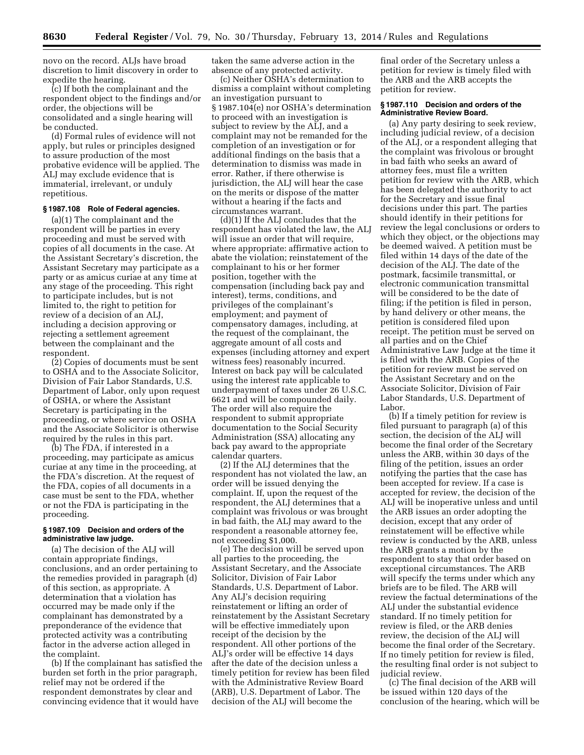novo on the record. ALJs have broad discretion to limit discovery in order to expedite the hearing.

(c) If both the complainant and the respondent object to the findings and/or order, the objections will be consolidated and a single hearing will be conducted.

(d) Formal rules of evidence will not apply, but rules or principles designed to assure production of the most probative evidence will be applied. The ALJ may exclude evidence that is immaterial, irrelevant, or unduly repetitious.

#### § 1987.108 Role of Federal agencies.

(a)(1) The complainant and the respondent will be parties in every proceeding and must be served with copies of all documents in the case. At the Assistant Secretary's discretion, the Assistant Secretary may participate as a party or as amicus curiae at any time at any stage of the proceeding. This right to participate includes, but is not limited to, the right to petition for review of a decision of an ALJ, including a decision approving or rejecting a settlement agreement between the complainant and the respondent.

(2) Copies of documents must be sent to OSHA and to the Associate Solicitor, Division of Fair Labor Standards, U.S. Department of Labor, only upon request of OSHA, or where the Assistant Secretary is participating in the proceeding, or where service on OSHA and the Associate Solicitor is otherwise required by the rules in this part.

(b) The FDA, if interested in a proceeding, may participate as amicus curiae at any time in the proceeding, at the FDA's discretion. At the request of the FDA, copies of all documents in a case must be sent to the FDA, whether or not the FDA is participating in the proceeding.

#### § 1987.109 Decision and orders of the administrative law judge.

(a) The decision of the ALJ will contain appropriate findings, conclusions, and an order pertaining to the remedies provided in paragraph (d) of this section, as appropriate. A determination that a violation has occurred may be made only if the complainant has demonstrated by a preponderance of the evidence that protected activity was a contributing factor in the adverse action alleged in the complaint.

(b) If the complainant has satisfied the burden set forth in the prior paragraph, relief may not be ordered if the respondent demonstrates by clear and convincing evidence that it would have taken the same adverse action in the absence of any protected activity.

(c) Neither OSHA's determination to dismiss a complaint without completing an investigation pursuant to § 1987.104(e) nor OSHA's determination to proceed with an investigation is subject to review by the ALJ, and a complaint may not be remanded for the completion of an investigation or for additional findings on the basis that a determination to dismiss was made in error. Rather, if there otherwise is jurisdiction, the ALJ will hear the case on the merits or dispose of the matter without a hearing if the facts and circumstances warrant.

(d)(1) If the ALJ concludes that the respondent has violated the law, the ALJ will issue an order that will require, where appropriate: affirmative action to abate the violation; reinstatement of the complainant to his or her former position, together with the compensation (including back pay and interest), terms, conditions, and privileges of the complainant's employment; and payment of compensatory damages, including, at the request of the complainant, the aggregate amount of all costs and expenses (including attorney and expert witness fees) reasonably incurred. Interest on back pay will be calculated using the interest rate applicable to underpayment of taxes under 26 U.S.C. 6621 and will be compounded daily. The order will also require the respondent to submit appropriate documentation to the Social Security Administration (SSA) allocating any back pay award to the appropriate calendar quarters.

(2) If the ALJ determines that the respondent has not violated the law, an order will be issued denying the complaint. If, upon the request of the respondent, the ALJ determines that a complaint was frivolous or was brought in bad faith, the ALJ may award to the respondent a reasonable attorney fee, not exceeding $1,000.

(e) The decision will be served upon all parties to the proceeding, the Assistant Secretary, and the Associate Solicitor, Division of Fair Labor Standards, U.S. Department of Labor. Any ALJ's decision requiring reinstatement or lifting an order of reinstatement by the Assistant Secretary will be effective immediately upon receipt of the decision by the respondent. All other portions of the ALJ's order will be effective 14 days after the date of the decision unless a timely petition for review has been filed with the Administrative Review Board (ARB), U.S. Department of Labor. The decision of the ALJ will become the final order of the Secretary unless a petition for review is timely filed with the ARB and the ARB accepts the petition for review.

#### § 1987.110 Decision and orders of the Administrative Review Board.

(a) Any party desiring to seek review, including judicial review, of a decision of the ALJ, or a respondent alleging that the complaint was frivolous or brought in bad faith who seeks an award of attorney fees, must file a written petition for review with the ARB, which has been delegated the authority to act for the Secretary and issue final decisions under this part. The parties should identify in their petitions for review the legal conclusions or orders to which they object, or the objections may be deemed waived. A petition must be filed within 14 days of the date of the decision of the ALJ. The date of the postmark, facsimile transmittal, or electronic communication transmittal will be considered to be the date of filing; if the petition is filed in person, by hand delivery or other means, the petition is considered filed upon receipt. The petition must be served on all parties and on the Chief Administrative Law Judge at the time it is filed with the ARB. Copies of the petition for review must be served on the Assistant Secretary and on the Associate Solicitor, Division of Fair Labor Standards, U.S. Department of Labor.

(b) If a timely petition for review is filed pursuant to paragraph (a) of this section, the decision of the ALJ will become the final order of the Secretary unless the ARB, within 30 days of the filing of the petition, issues an order notifying the parties that the case has been accepted for review. If a case is accepted for review, the decision of the ALJ will be inoperative unless and until the ARB issues an order adopting the decision, except that any order of reinstatement will be effective while review is conducted by the ARB, unless the ARB grants a motion by the respondent to stay that order based on exceptional circumstances. The ARB will specify the terms under which any briefs are to be filed. The ARB will review the factual determinations of the ALJ under the substantial evidence standard. If no timely petition for review is filed, or the ARB denies review, the decision of the ALJ will become the final order of the Secretary. If no timely petition for review is filed, the resulting final order is not subject to judicial review.

(c) The final decision of the ARB will be issued within 120 days of the conclusion of the hearing, which will be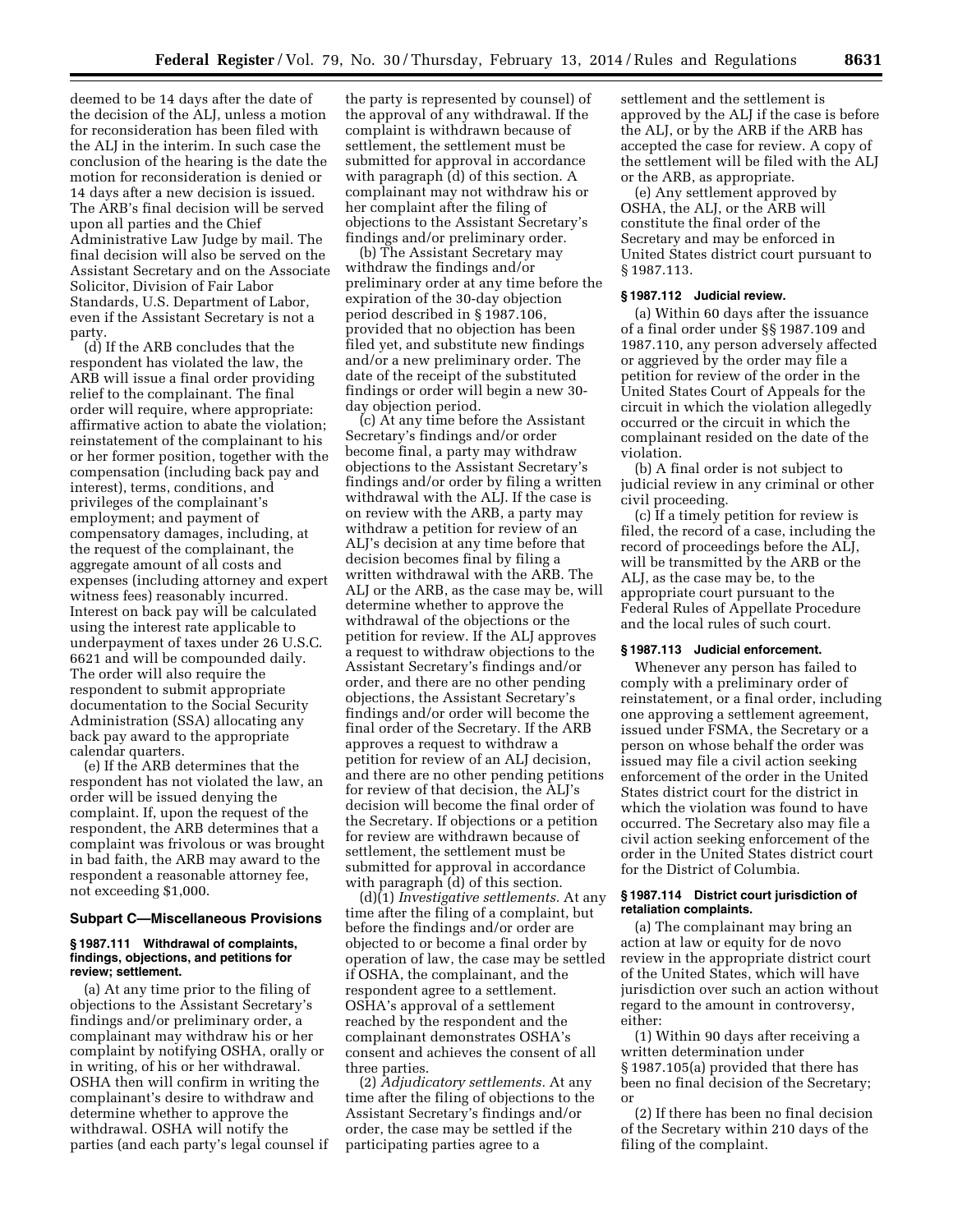deemed to be 14 days after the date of the decision of the ALJ, unless a motion for reconsideration has been filed with the ALJ in the interim. In such case the conclusion of the hearing is the date the motion for reconsideration is denied or 14 days after a new decision is issued. The ARB's final decision will be served upon all parties and the Chief Administrative Law Judge by mail. The final decision will also be served on the Assistant Secretary and on the Associate Solicitor, Division of Fair Labor Standards, U.S. Department of Labor, even if the Assistant Secretary is not a party.

(d) If the ARB concludes that the respondent has violated the law, the ARB will issue a final order providing relief to the complainant. The final order will require, where appropriate: affirmative action to abate the violation; reinstatement of the complainant to his or her former position, together with the compensation (including back pay and interest), terms, conditions, and privileges of the complainant's employment; and payment of compensatory damages, including, at the request of the complainant, the aggregate amount of all costs and expenses (including attorney and expert witness fees) reasonably incurred. Interest on back pay will be calculated using the interest rate applicable to underpayment of taxes under 26 U.S.C. 6621 and will be compounded daily. The order will also require the respondent to submit appropriate documentation to the Social Security Administration (SSA) allocating any back pay award to the appropriate calendar quarters.

(e) If the ARB determines that the respondent has not violated the law, an order will be issued denying the complaint. If, upon the request of the respondent, the ARB determines that a complaint was frivolous or was brought in bad faith, the ARB may award to the respondent a reasonable attorney fee, not exceeding $1,000.

## Subpart C—Miscellaneous Provisions

### § 1987.111 Withdrawal of complaints, findings, objections, and petitions for review; settlement.

(a) At any time prior to the filing of objections to the Assistant Secretary's findings and/or preliminary order, a complainant may withdraw his or her complaint by notifying OSHA, orally or in writing, of his or her withdrawal. OSHA then will confirm in writing the complainant's desire to withdraw and determine whether to approve the withdrawal. OSHA will notify the parties (and each party's legal counsel if the party is represented by counsel) of the approval of any withdrawal. If the complaint is withdrawn because of settlement, the settlement must be submitted for approval in accordance with paragraph (d) of this section. A complainant may not withdraw his or her complaint after the filing of objections to the Assistant Secretary's findings and/or preliminary order.

(b) The Assistant Secretary may withdraw the findings and/or preliminary order at any time before the expiration of the 30-day objection period described in § 1987.106, provided that no objection has been filed yet, and substitute new findings and/or a new preliminary order. The date of the receipt of the substituted findings or order will begin a new 30-day objection period.

(c) At any time before the Assistant Secretary's findings and/or order become final, a party may withdraw objections to the Assistant Secretary's findings and/or order by filing a written withdrawal with the ALJ. If the case is on review with the ARB, a party may withdraw a petition for review of an ALJ's decision at any time before that decision becomes final by filing a written withdrawal with the ARB. The ALJ or the ARB, as the case may be, will determine whether to approve the withdrawal of the objections or the petition for review. If the ALJ approves a request to withdraw objections to the Assistant Secretary's findings and/or order, and there are no other pending objections, the Assistant Secretary's findings and/or order will become the final order of the Secretary. If the ARB approves a request to withdraw a petition for review of an ALJ decision, and there are no other pending petitions for review of that decision, the ALJ's decision will become the final order of the Secretary. If objections or a petition for review are withdrawn because of settlement, the settlement must be submitted for approval in accordance with paragraph (d) of this section.

(d)(1) *Investigative settlements.* At any time after the filing of a complaint, but before the findings and/or order are objected to or become a final order by operation of law, the case may be settled if OSHA, the complainant, and the respondent agree to a settlement. OSHA's approval of a settlement reached by the respondent and the complainant demonstrates OSHA's consent and achieves the consent of all three parties.

(2) *Adjudicatory settlements.* At any time after the filing of objections to the Assistant Secretary's findings and/or order, the case may be settled if the participating parties agree to a settlement and the settlement is approved by the ALJ if the case is before the ALJ, or by the ARB if the ARB has accepted the case for review. A copy of the settlement will be filed with the ALJ or the ARB, as appropriate.

(e) Any settlement approved by OSHA, the ALJ, or the ARB will constitute the final order of the Secretary and may be enforced in United States district court pursuant to § 1987.113.

### § 1987.112 Judicial review.

(a) Within 60 days after the issuance of a final order under §§ 1987.109 and 1987.110, any person adversely affected or aggrieved by the order may file a petition for review of the order in the United States Court of Appeals for the circuit in which the violation allegedly occurred or the circuit in which the complainant resided on the date of the violation.

(b) A final order is not subject to judicial review in any criminal or other civil proceeding.

(c) If a timely petition for review is filed, the record of a case, including the record of proceedings before the ALJ, will be transmitted by the ARB or the ALJ, as the case may be, to the appropriate court pursuant to the Federal Rules of Appellate Procedure and the local rules of such court.

### § 1987.113 Judicial enforcement.

Whenever any person has failed to comply with a preliminary order of reinstatement, or a final order, including one approving a settlement agreement, issued under FSMA, the Secretary or a person on whose behalf the order was issued may file a civil action seeking enforcement of the order in the United States district court for the district in which the violation was found to have occurred. The Secretary also may file a civil action seeking enforcement of the order in the United States district court for the District of Columbia.

### § 1987.114 District court jurisdiction of retaliation complaints.

(a) The complainant may bring an action at law or equity for de novo review in the appropriate district court of the United States, which will have jurisdiction over such an action without regard to the amount in controversy, either:

(1) Within 90 days after receiving a written determination under § 1987.105(a) provided that there has been no final decision of the Secretary; or

(2) If there has been no final decision of the Secretary within 210 days of the filing of the complaint.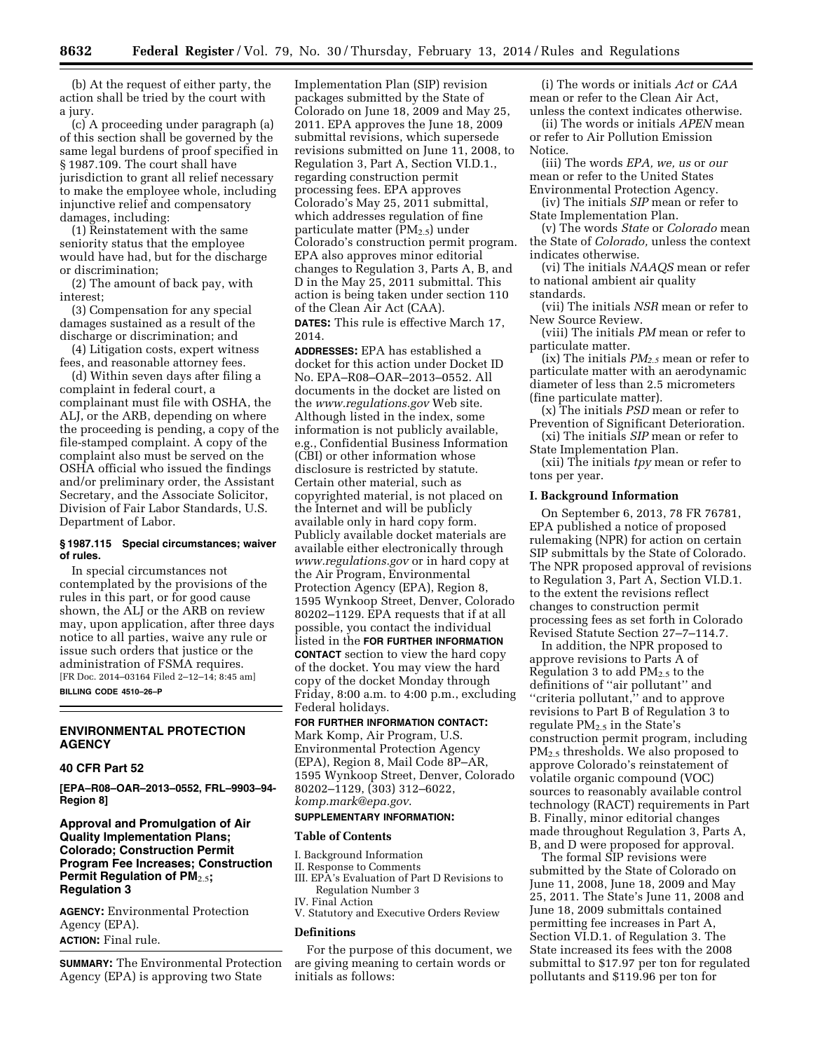(b) At the request of either party, the action shall be tried by the court with a jury.

(c) A proceeding under paragraph (a) of this section shall be governed by the same legal burdens of proof specified in § 1987.109. The court shall have jurisdiction to grant all relief necessary to make the employee whole, including injunctive relief and compensatory damages, including:

(1) Reinstatement with the same seniority status that the employee would have had, but for the discharge or discrimination;

(2) The amount of back pay, with interest;

(3) Compensation for any special damages sustained as a result of the discharge or discrimination; and

(4) Litigation costs, expert witness fees, and reasonable attorney fees.

(d) Within seven days after filing a complaint in federal court, a complainant must file with OSHA, the ALJ, or the ARB, depending on where the proceeding is pending, a copy of the file-stamped complaint. A copy of the complaint also must be served on the OSHA official who issued the findings and/or preliminary order, the Assistant Secretary, and the Associate Solicitor, Division of Fair Labor Standards, U.S. Department of Labor.

#### § 1987.115 Special circumstances; waiver of rules.

In special circumstances not contemplated by the provisions of the rules in this part, or for good cause shown, the ALJ or the ARB on review may, upon application, after three days notice to all parties, waive any rule or issue such orders that justice or the administration of FSMA requires.

[FR Doc. 2014–03164 Filed 2–12–14; 8:45 am]

BILLING CODE 4510–26–P

## ENVIRONMENTAL PROTECTION AGENCY

### 40 CFR Part 52

**[EPA–R08–OAR–2013–0552, FRL–9903–94–Region 8]**

### Approval and Promulgation of Air Quality Implementation Plans; Colorado; Construction Permit Program Fee Increases; Construction Permit Regulation of $PM_{2.5}$; Regulation 3

**AGENCY:** Environmental Protection Agency (EPA).

**ACTION:** Final rule.

**SUMMARY:** The Environmental Protection Agency (EPA) is approving two State Implementation Plan (SIP) revision packages submitted by the State of Colorado on June 18, 2009 and May 25, 2011. EPA approves the June 18, 2009 submittal revisions, which supersede revisions submitted on June 11, 2008, to Regulation 3, Part A, Section VI.D.1., regarding construction permit processing fees. EPA approves Colorado's May 25, 2011 submittal, which addresses regulation of fine particulate matter ($PM_{2.5}$) under Colorado's construction permit program. EPA also approves minor editorial changes to Regulation 3, Parts A, B, and D in the May 25, 2011 submittal. This action is being taken under section 110 of the Clean Air Act (CAA).

**DATES:** This rule is effective March 17, 2014.

**ADDRESSES:** EPA has established a docket for this action under Docket ID No. EPA–R08–OAR–2013–0552. All documents in the docket are listed on the *www.regulations.gov* Web site. Although listed in the index, some information is not publicly available, e.g., Confidential Business Information (CBI) or other information whose disclosure is restricted by statute. Certain other material, such as copyrighted material, is not placed on the Internet and will be publicly available only in hard copy form. Publicly available docket materials are available either electronically through *www.regulations.gov* or in hard copy at the Air Program, Environmental Protection Agency (EPA), Region 8, 1595 Wynkoop Street, Denver, Colorado 80202–1129. EPA requests that if at all possible, you contact the individual listed in the **FOR FURTHER INFORMATION CONTACT** section to view the hard copy of the docket. You may view the hard copy of the docket Monday through Friday, 8:00 a.m. to 4:00 p.m., excluding Federal holidays.

**FOR FURTHER INFORMATION CONTACT:** Mark Komp, Air Program, U.S. Environmental Protection Agency (EPA), Region 8, Mail Code 8P–AR, 1595 Wynkoop Street, Denver, Colorado 80202–1129, (303) 312–6022, *komp.mark@epa.gov*.

**SUPPLEMENTARY INFORMATION:**

### Table of Contents

I. Background Information
II. Response to Comments
III. EPA's Evaluation of Part D Revisions to Regulation Number 3
IV. Final Action
V. Statutory and Executive Orders Review

### Definitions

For the purpose of this document, we are giving meaning to certain words or initials as follows:

(i) The words or initials *Act* or *CAA* mean or refer to the Clean Air Act, unless the context indicates otherwise.

(ii) The words or initials *APEN* mean or refer to Air Pollution Emission Notice.

(iii) The words *EPA, we, us* or *our* mean or refer to the United States Environmental Protection Agency.

(iv) The initials *SIP* mean or refer to State Implementation Plan.

(v) The words *State* or *Colorado* mean the State of *Colorado,* unless the context indicates otherwise.

(vi) The initials *NAAQS* mean or refer to national ambient air quality standards.

(vii) The initials *NSR* mean or refer to New Source Review.

(viii) The initials *PM* mean or refer to particulate matter.

(ix) The initials $PM_{2.5}$ mean or refer to particulate matter with an aerodynamic diameter of less than 2.5 micrometers (fine particulate matter).

(x) The initials *PSD* mean or refer to Prevention of Significant Deterioration.

(xi) The initials *SIP* mean or refer to State Implementation Plan.

(xii) The initials *tpy* mean or refer to tons per year.

### I. Background Information

On September 6, 2013, 78 FR 76781, EPA published a notice of proposed rulemaking (NPR) for action on certain SIP submittals by the State of Colorado. The NPR proposed approval of revisions to Regulation 3, Part A, Section VI.D.1. to the extent the revisions reflect changes to construction permit processing fees as set forth in Colorado Revised Statute Section 27–7–114.7.

In addition, the NPR proposed to approve revisions to Parts A of Regulation 3 to add $PM_{2.5}$ to the definitions of "air pollutant" and "criteria pollutant," and to approve revisions to Part B of Regulation 3 to regulate $PM_{2.5}$ in the State's construction permit program, including $PM_{2.5}$ thresholds. We also proposed to approve Colorado's reinstatement of volatile organic compound (VOC) sources to reasonably available control technology (RACT) requirements in Part B. Finally, minor editorial changes made throughout Regulation 3, Parts A, B, and D were proposed for approval.

The formal SIP revisions were submitted by the State of Colorado on June 11, 2008, June 18, 2009 and May 25, 2011. The State's June 11, 2008 and June 18, 2009 submittals contained permitting fee increases in Part A, Section VI.D.1. of Regulation 3. The State increased its fees with the 2008 submittal to \$17.97 per ton for regulated pollutants and \$119.96 per ton for